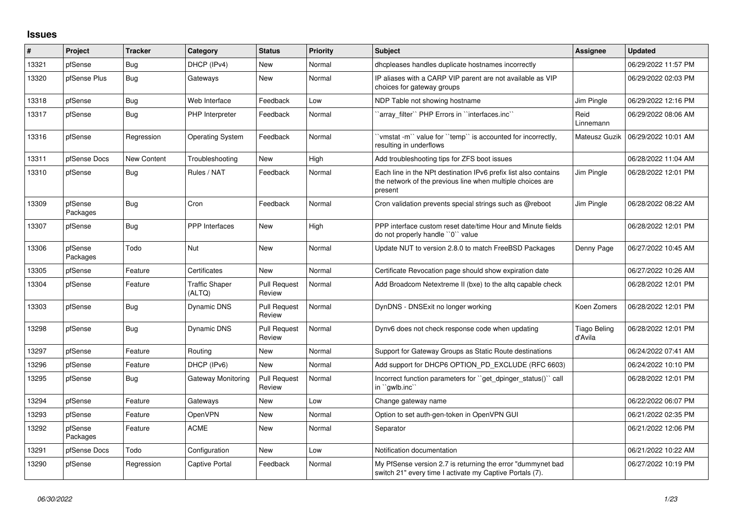## Issues

| # | Project | Tracker | Category | Status | Priority | Subject | Assignee | Updated |
|---|---|---|---|---|---|---|---|---|
| 13321 | pfSense | Bug | DHCP (IPv4) | New | Normal | dhcpleases handles duplicate hostnames incorrectly | | 06/29/2022 11:57 PM |
| 13320 | pfSense Plus | Bug | Gateways | New | Normal | IP aliases with a CARP VIP parent are not available as VIP choices for gateway groups | | 06/29/2022 02:03 PM |
| 13318 | pfSense | Bug | Web Interface | Feedback | Low | NDP Table not showing hostname | Jim Pingle | 06/29/2022 12:16 PM |
| 13317 | pfSense | Bug | PHP Interpreter | Feedback | Normal | ``array_filter`` PHP Errors in ``interfaces.inc`` | Reid Linnemann | 06/29/2022 08:06 AM |
| 13316 | pfSense | Regression | Operating System | Feedback | Normal | ``vmstat -m`` value for ``temp`` is accounted for incorrectly, resulting in underflows | Mateusz Guzik | 06/29/2022 10:01 AM |
| 13311 | pfSense Docs | New Content | Troubleshooting | New | High | Add troubleshooting tips for ZFS boot issues | | 06/28/2022 11:04 AM |
| 13310 | pfSense | Bug | Rules / NAT | Feedback | Normal | Each line in the NPt destination IPv6 prefix list also contains the network of the previous line when multiple choices are present | Jim Pingle | 06/28/2022 12:01 PM |
| 13309 | pfSense Packages | Bug | Cron | Feedback | Normal | Cron validation prevents special strings such as @reboot | Jim Pingle | 06/28/2022 08:22 AM |
| 13307 | pfSense | Bug | PPP Interfaces | New | High | PPP interface custom reset date/time Hour and Minute fields do not properly handle ``0`` value | | 06/28/2022 12:01 PM |
| 13306 | pfSense Packages | Todo | Nut | New | Normal | Update NUT to version 2.8.0 to match FreeBSD Packages | Denny Page | 06/27/2022 10:45 AM |
| 13305 | pfSense | Feature | Certificates | New | Normal | Certificate Revocation page should show expiration date | | 06/27/2022 10:26 AM |
| 13304 | pfSense | Feature | Traffic Shaper (ALTQ) | Pull Request Review | Normal | Add Broadcom Netextreme II (bxe) to the altq capable check | | 06/28/2022 12:01 PM |
| 13303 | pfSense | Bug | Dynamic DNS | Pull Request Review | Normal | DynDNS - DNSExit no longer working | Koen Zomers | 06/28/2022 12:01 PM |
| 13298 | pfSense | Bug | Dynamic DNS | Pull Request Review | Normal | Dynv6 does not check response code when updating | Tiago Beling d'Avila | 06/28/2022 12:01 PM |
| 13297 | pfSense | Feature | Routing | New | Normal | Support for Gateway Groups as Static Route destinations | | 06/24/2022 07:41 AM |
| 13296 | pfSense | Feature | DHCP (IPv6) | New | Normal | Add support for DHCP6 OPTION_PD_EXCLUDE (RFC 6603) | | 06/24/2022 10:10 PM |
| 13295 | pfSense | Bug | Gateway Monitoring | Pull Request Review | Normal | Incorrect function parameters for ``get_dpinger_status()`` call in ``gwlb.inc`` | | 06/28/2022 12:01 PM |
| 13294 | pfSense | Feature | Gateways | New | Low | Change gateway name | | 06/22/2022 06:07 PM |
| 13293 | pfSense | Feature | OpenVPN | New | Normal | Option to set auth-gen-token in OpenVPN GUI | | 06/21/2022 02:35 PM |
| 13292 | pfSense Packages | Feature | ACME | New | Normal | Separator | | 06/21/2022 12:06 PM |
| 13291 | pfSense Docs | Todo | Configuration | New | Low | Notification documentation | | 06/21/2022 10:22 AM |
| 13290 | pfSense | Regression | Captive Portal | Feedback | Normal | My PfSense version 2.7 is returning the error "dummynet bad switch 21" every time I activate my Captive Portals (7). | | 06/27/2022 10:19 PM |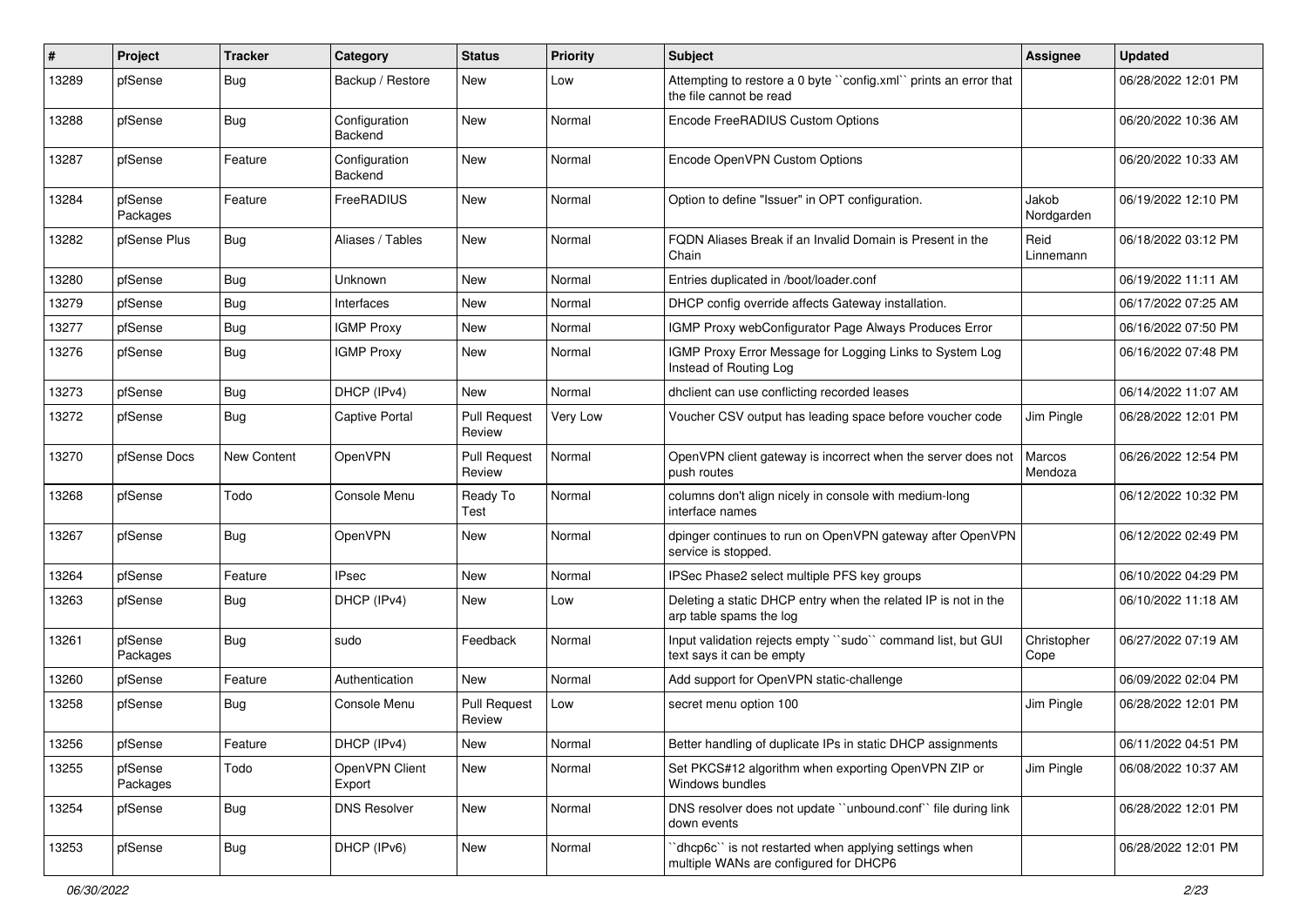| # | Project | Tracker | Category | Status | Priority | Subject | Assignee | Updated |
|---|---|---|---|---|---|---|---|---|
| 13289 | pfSense | Bug | Backup / Restore | New | Low | Attempting to restore a 0 byte ``config.xml`` prints an error that the file cannot be read | | 06/28/2022 12:01 PM |
| 13288 | pfSense | Bug | Configuration Backend | New | Normal | Encode FreeRADIUS Custom Options | | 06/20/2022 10:36 AM |
| 13287 | pfSense | Feature | Configuration Backend | New | Normal | Encode OpenVPN Custom Options | | 06/20/2022 10:33 AM |
| 13284 | pfSense Packages | Feature | FreeRADIUS | New | Normal | Option to define "Issuer" in OPT configuration. | Jakob Nordgarden | 06/19/2022 12:10 PM |
| 13282 | pfSense Plus | Bug | Aliases / Tables | New | Normal | FQDN Aliases Break if an Invalid Domain is Present in the Chain | Reid Linnemann | 06/18/2022 03:12 PM |
| 13280 | pfSense | Bug | Unknown | New | Normal | Entries duplicated in /boot/loader.conf | | 06/19/2022 11:11 AM |
| 13279 | pfSense | Bug | Interfaces | New | Normal | DHCP config override affects Gateway installation. | | 06/17/2022 07:25 AM |
| 13277 | pfSense | Bug | IGMP Proxy | New | Normal | IGMP Proxy webConfigurator Page Always Produces Error | | 06/16/2022 07:50 PM |
| 13276 | pfSense | Bug | IGMP Proxy | New | Normal | IGMP Proxy Error Message for Logging Links to System Log Instead of Routing Log | | 06/16/2022 07:48 PM |
| 13273 | pfSense | Bug | DHCP (IPv4) | New | Normal | dhclient can use conflicting recorded leases | | 06/14/2022 11:07 AM |
| 13272 | pfSense | Bug | Captive Portal | Pull Request Review | Very Low | Voucher CSV output has leading space before voucher code | Jim Pingle | 06/28/2022 12:01 PM |
| 13270 | pfSense Docs | New Content | OpenVPN | Pull Request Review | Normal | OpenVPN client gateway is incorrect when the server does not push routes | Marcos Mendoza | 06/26/2022 12:54 PM |
| 13268 | pfSense | Todo | Console Menu | Ready To Test | Normal | columns don't align nicely in console with medium-long interface names | | 06/12/2022 10:32 PM |
| 13267 | pfSense | Bug | OpenVPN | New | Normal | dpinger continues to run on OpenVPN gateway after OpenVPN service is stopped. | | 06/12/2022 02:49 PM |
| 13264 | pfSense | Feature | IPsec | New | Normal | IPSec Phase2 select multiple PFS key groups | | 06/10/2022 04:29 PM |
| 13263 | pfSense | Bug | DHCP (IPv4) | New | Low | Deleting a static DHCP entry when the related IP is not in the arp table spams the log | | 06/10/2022 11:18 AM |
| 13261 | pfSense Packages | Bug | sudo | Feedback | Normal | Input validation rejects empty ``sudo`` command list, but GUI text says it can be empty | Christopher Cope | 06/27/2022 07:19 AM |
| 13260 | pfSense | Feature | Authentication | New | Normal | Add support for OpenVPN static-challenge | | 06/09/2022 02:04 PM |
| 13258 | pfSense | Bug | Console Menu | Pull Request Review | Low | secret menu option 100 | Jim Pingle | 06/28/2022 12:01 PM |
| 13256 | pfSense | Feature | DHCP (IPv4) | New | Normal | Better handling of duplicate IPs in static DHCP assignments | | 06/11/2022 04:51 PM |
| 13255 | pfSense Packages | Todo | OpenVPN Client Export | New | Normal | Set PKCS#12 algorithm when exporting OpenVPN ZIP or Windows bundles | Jim Pingle | 06/08/2022 10:37 AM |
| 13254 | pfSense | Bug | DNS Resolver | New | Normal | DNS resolver does not update ``unbound.conf`` file during link down events | | 06/28/2022 12:01 PM |
| 13253 | pfSense | Bug | DHCP (IPv6) | New | Normal | ``dhcp6c`` is not restarted when applying settings when multiple WANs are configured for DHCP6 | | 06/28/2022 12:01 PM |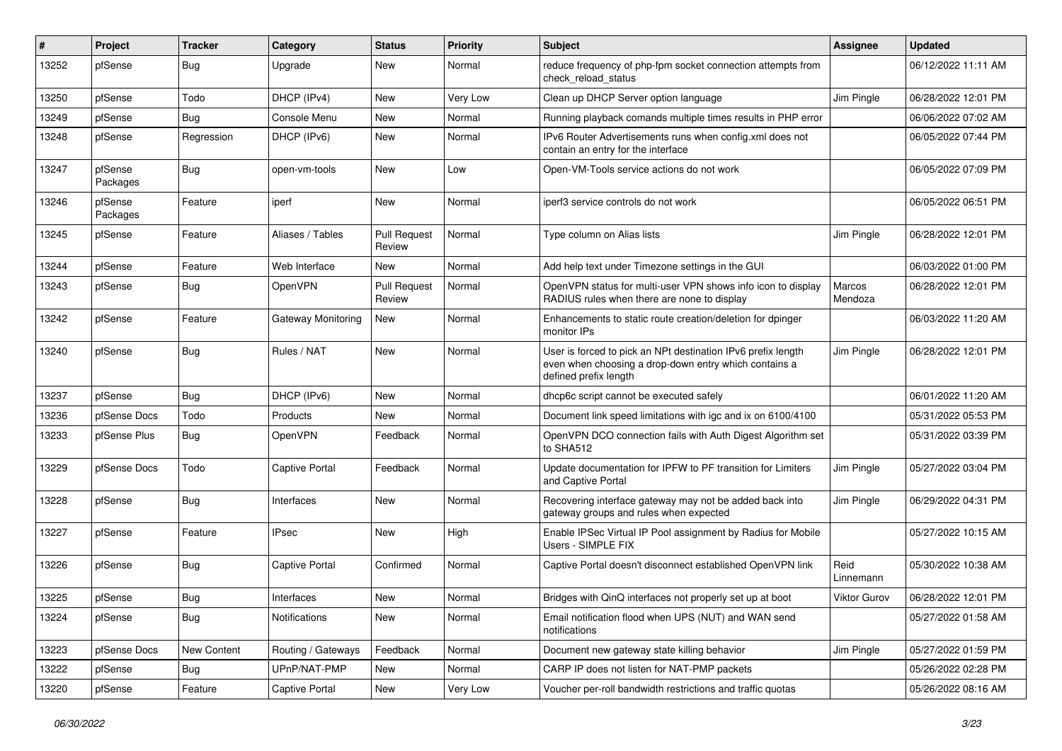| # | Project | Tracker | Category | Status | Priority | Subject | Assignee | Updated |
| --- | --- | --- | --- | --- | --- | --- | --- | --- |
| 13252 | pfSense | Bug | Upgrade | New | Normal | reduce frequency of php-fpm socket connection attempts from check_reload_status | | 06/12/2022 11:11 AM |
| 13250 | pfSense | Todo | DHCP (IPv4) | New | Very Low | Clean up DHCP Server option language | Jim Pingle | 06/28/2022 12:01 PM |
| 13249 | pfSense | Bug | Console Menu | New | Normal | Running playback comands multiple times results in PHP error | | 06/06/2022 07:02 AM |
| 13248 | pfSense | Regression | DHCP (IPv6) | New | Normal | IPv6 Router Advertisements runs when config.xml does not contain an entry for the interface | | 06/05/2022 07:44 PM |
| 13247 | pfSense Packages | Bug | open-vm-tools | New | Low | Open-VM-Tools service actions do not work | | 06/05/2022 07:09 PM |
| 13246 | pfSense Packages | Feature | iperf | New | Normal | iperf3 service controls do not work | | 06/05/2022 06:51 PM |
| 13245 | pfSense | Feature | Aliases / Tables | Pull Request Review | Normal | Type column on Alias lists | Jim Pingle | 06/28/2022 12:01 PM |
| 13244 | pfSense | Feature | Web Interface | New | Normal | Add help text under Timezone settings in the GUI | | 06/03/2022 01:00 PM |
| 13243 | pfSense | Bug | OpenVPN | Pull Request Review | Normal | OpenVPN status for multi-user VPN shows info icon to display RADIUS rules when there are none to display | Marcos Mendoza | 06/28/2022 12:01 PM |
| 13242 | pfSense | Feature | Gateway Monitoring | New | Normal | Enhancements to static route creation/deletion for dpinger monitor IPs | | 06/03/2022 11:20 AM |
| 13240 | pfSense | Bug | Rules / NAT | New | Normal | User is forced to pick an NPt destination IPv6 prefix length even when choosing a drop-down entry which contains a defined prefix length | Jim Pingle | 06/28/2022 12:01 PM |
| 13237 | pfSense | Bug | DHCP (IPv6) | New | Normal | dhcp6c script cannot be executed safely | | 06/01/2022 11:20 AM |
| 13236 | pfSense Docs | Todo | Products | New | Normal | Document link speed limitations with igc and ix on 6100/4100 | | 05/31/2022 05:53 PM |
| 13233 | pfSense Plus | Bug | OpenVPN | Feedback | Normal | OpenVPN DCO connection fails with Auth Digest Algorithm set to SHA512 | | 05/31/2022 03:39 PM |
| 13229 | pfSense Docs | Todo | Captive Portal | Feedback | Normal | Update documentation for IPFW to PF transition for Limiters and Captive Portal | Jim Pingle | 05/27/2022 03:04 PM |
| 13228 | pfSense | Bug | Interfaces | New | Normal | Recovering interface gateway may not be added back into gateway groups and rules when expected | Jim Pingle | 06/29/2022 04:31 PM |
| 13227 | pfSense | Feature | IPsec | New | High | Enable IPSec Virtual IP Pool assignment by Radius for Mobile Users - SIMPLE FIX | | 05/27/2022 10:15 AM |
| 13226 | pfSense | Bug | Captive Portal | Confirmed | Normal | Captive Portal doesn't disconnect established OpenVPN link | Reid Linnemann | 05/30/2022 10:38 AM |
| 13225 | pfSense | Bug | Interfaces | New | Normal | Bridges with QinQ interfaces not properly set up at boot | Viktor Gurov | 06/28/2022 12:01 PM |
| 13224 | pfSense | Bug | Notifications | New | Normal | Email notification flood when UPS (NUT) and WAN send notifications | | 05/27/2022 01:58 AM |
| 13223 | pfSense Docs | New Content | Routing / Gateways | Feedback | Normal | Document new gateway state killing behavior | Jim Pingle | 05/27/2022 01:59 PM |
| 13222 | pfSense | Bug | UPnP/NAT-PMP | New | Normal | CARP IP does not listen for NAT-PMP packets | | 05/26/2022 02:28 PM |
| 13220 | pfSense | Feature | Captive Portal | New | Very Low | Voucher per-roll bandwidth restrictions and traffic quotas | | 05/26/2022 08:16 AM |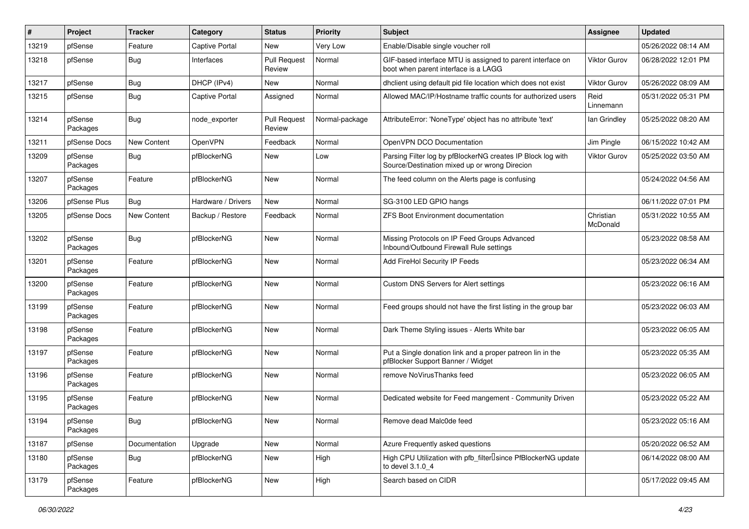| # | Project | Tracker | Category | Status | Priority | Subject | Assignee | Updated |
|---|---|---|---|---|---|---|---|---|
| 13219 | pfSense | Feature | Captive Portal | New | Very Low | Enable/Disable single voucher roll | | 05/26/2022 08:14 AM |
| 13218 | pfSense | Bug | Interfaces | Pull Request Review | Normal | GIF-based interface MTU is assigned to parent interface on boot when parent interface is a LAGG | Viktor Gurov | 06/28/2022 12:01 PM |
| 13217 | pfSense | Bug | DHCP (IPv4) | New | Normal | dhclient using default pid file location which does not exist | Viktor Gurov | 05/26/2022 08:09 AM |
| 13215 | pfSense | Bug | Captive Portal | Assigned | Normal | Allowed MAC/IP/Hostname traffic counts for authorized users | Reid Linnemann | 05/31/2022 05:31 PM |
| 13214 | pfSense Packages | Bug | node_exporter | Pull Request Review | Normal-package | AttributeError: 'NoneType' object has no attribute 'text' | Ian Grindley | 05/25/2022 08:20 AM |
| 13211 | pfSense Docs | New Content | OpenVPN | Feedback | Normal | OpenVPN DCO Documentation | Jim Pingle | 06/15/2022 10:42 AM |
| 13209 | pfSense Packages | Bug | pfBlockerNG | New | Low | Parsing Filter log by pfBlockerNG creates IP Block log with Source/Destination mixed up or wrong Direcion | Viktor Gurov | 05/25/2022 03:50 AM |
| 13207 | pfSense Packages | Feature | pfBlockerNG | New | Normal | The feed column on the Alerts page is confusing | | 05/24/2022 04:56 AM |
| 13206 | pfSense Plus | Bug | Hardware / Drivers | New | Normal | SG-3100 LED GPIO hangs | | 06/11/2022 07:01 PM |
| 13205 | pfSense Docs | New Content | Backup / Restore | Feedback | Normal | ZFS Boot Environment documentation | Christian McDonald | 05/31/2022 10:55 AM |
| 13202 | pfSense Packages | Bug | pfBlockerNG | New | Normal | Missing Protocols on IP Feed Groups Advanced Inbound/Outbound Firewall Rule settings | | 05/23/2022 08:58 AM |
| 13201 | pfSense Packages | Feature | pfBlockerNG | New | Normal | Add FireHol Security IP Feeds | | 05/23/2022 06:34 AM |
| 13200 | pfSense Packages | Feature | pfBlockerNG | New | Normal | Custom DNS Servers for Alert settings | | 05/23/2022 06:16 AM |
| 13199 | pfSense Packages | Feature | pfBlockerNG | New | Normal | Feed groups should not have the first listing in the group bar | | 05/23/2022 06:03 AM |
| 13198 | pfSense Packages | Feature | pfBlockerNG | New | Normal | Dark Theme Styling issues - Alerts White bar | | 05/23/2022 06:05 AM |
| 13197 | pfSense Packages | Feature | pfBlockerNG | New | Normal | Put a Single donation link and a proper patreon lin in the pfBlocker Support Banner / Widget | | 05/23/2022 05:35 AM |
| 13196 | pfSense Packages | Feature | pfBlockerNG | New | Normal | remove NoVirusThanks feed | | 05/23/2022 06:05 AM |
| 13195 | pfSense Packages | Feature | pfBlockerNG | New | Normal | Dedicated website for Feed mangement - Community Driven | | 05/23/2022 05:22 AM |
| 13194 | pfSense Packages | Bug | pfBlockerNG | New | Normal | Remove dead Malc0de feed | | 05/23/2022 05:16 AM |
| 13187 | pfSense | Documentation | Upgrade | New | Normal | Azure Frequently asked questions | | 05/20/2022 06:52 AM |
| 13180 | pfSense Packages | Bug | pfBlockerNG | New | High | High CPU Utilization with pfb_filter since PfBlockerNG update to devel 3.1.0_4 | | 06/14/2022 08:00 AM |
| 13179 | pfSense Packages | Feature | pfBlockerNG | New | High | Search based on CIDR | | 05/17/2022 09:45 AM |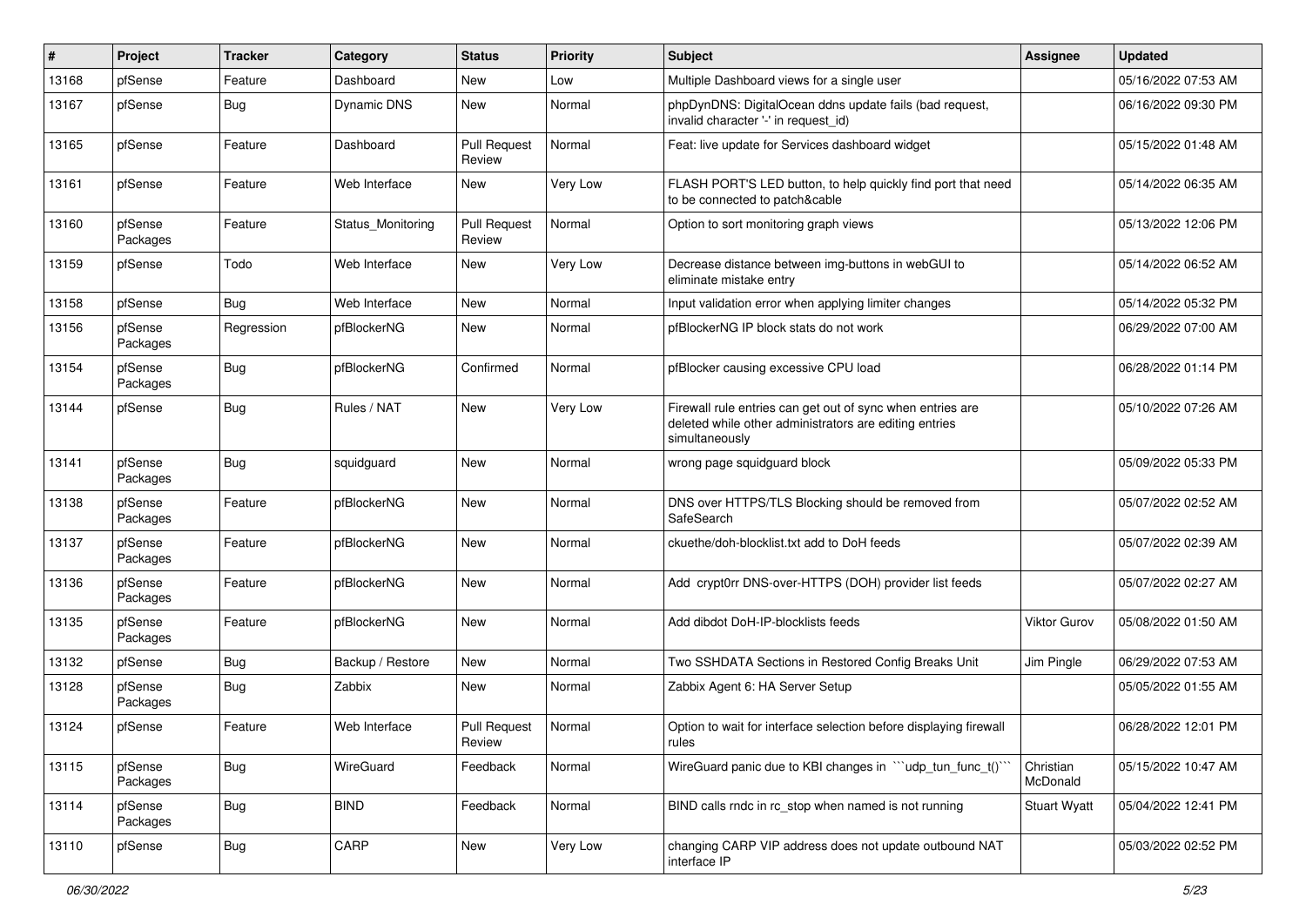| # | Project | Tracker | Category | Status | Priority | Subject | Assignee | Updated |
|---|---|---|---|---|---|---|---|---|
| 13168 | pfSense | Feature | Dashboard | New | Low | Multiple Dashboard views for a single user | | 05/16/2022 07:53 AM |
| 13167 | pfSense | Bug | Dynamic DNS | New | Normal | phpDynDNS: DigitalOcean ddns update fails (bad request, invalid character '-' in request_id) | | 06/16/2022 09:30 PM |
| 13165 | pfSense | Feature | Dashboard | Pull Request Review | Normal | Feat: live update for Services dashboard widget | | 05/15/2022 01:48 AM |
| 13161 | pfSense | Feature | Web Interface | New | Very Low | FLASH PORT'S LED button, to help quickly find port that need to be connected to patch&cable | | 05/14/2022 06:35 AM |
| 13160 | pfSense Packages | Feature | Status_Monitoring | Pull Request Review | Normal | Option to sort monitoring graph views | | 05/13/2022 12:06 PM |
| 13159 | pfSense | Todo | Web Interface | New | Very Low | Decrease distance between img-buttons in webGUI to eliminate mistake entry | | 05/14/2022 06:52 AM |
| 13158 | pfSense | Bug | Web Interface | New | Normal | Input validation error when applying limiter changes | | 05/14/2022 05:32 PM |
| 13156 | pfSense Packages | Regression | pfBlockerNG | New | Normal | pfBlockerNG IP block stats do not work | | 06/29/2022 07:00 AM |
| 13154 | pfSense Packages | Bug | pfBlockerNG | Confirmed | Normal | pfBlocker causing excessive CPU load | | 06/28/2022 01:14 PM |
| 13144 | pfSense | Bug | Rules / NAT | New | Very Low | Firewall rule entries can get out of sync when entries are deleted while other administrators are editing entries simultaneously | | 05/10/2022 07:26 AM |
| 13141 | pfSense Packages | Bug | squidguard | New | Normal | wrong page squidguard block | | 05/09/2022 05:33 PM |
| 13138 | pfSense Packages | Feature | pfBlockerNG | New | Normal | DNS over HTTPS/TLS Blocking should be removed from SafeSearch | | 05/07/2022 02:52 AM |
| 13137 | pfSense Packages | Feature | pfBlockerNG | New | Normal | ckuethe/doh-blocklist.txt add to DoH feeds | | 05/07/2022 02:39 AM |
| 13136 | pfSense Packages | Feature | pfBlockerNG | New | Normal | Add crypt0rr DNS-over-HTTPS (DOH) provider list feeds | | 05/07/2022 02:27 AM |
| 13135 | pfSense Packages | Feature | pfBlockerNG | New | Normal | Add dibdot DoH-IP-blocklists feeds | Viktor Gurov | 05/08/2022 01:50 AM |
| 13132 | pfSense | Bug | Backup / Restore | New | Normal | Two SSHDATA Sections in Restored Config Breaks Unit | Jim Pingle | 06/29/2022 07:53 AM |
| 13128 | pfSense Packages | Bug | Zabbix | New | Normal | Zabbix Agent 6: HA Server Setup | | 05/05/2022 01:55 AM |
| 13124 | pfSense | Feature | Web Interface | Pull Request Review | Normal | Option to wait for interface selection before displaying firewall rules | | 06/28/2022 12:01 PM |
| 13115 | pfSense Packages | Bug | WireGuard | Feedback | Normal | WireGuard panic due to KBI changes in ```udp_tun_func_t()``` | Christian McDonald | 05/15/2022 10:47 AM |
| 13114 | pfSense Packages | Bug | BIND | Feedback | Normal | BIND calls rndc in rc_stop when named is not running | Stuart Wyatt | 05/04/2022 12:41 PM |
| 13110 | pfSense | Bug | CARP | New | Very Low | changing CARP VIP address does not update outbound NAT interface IP | | 05/03/2022 02:52 PM |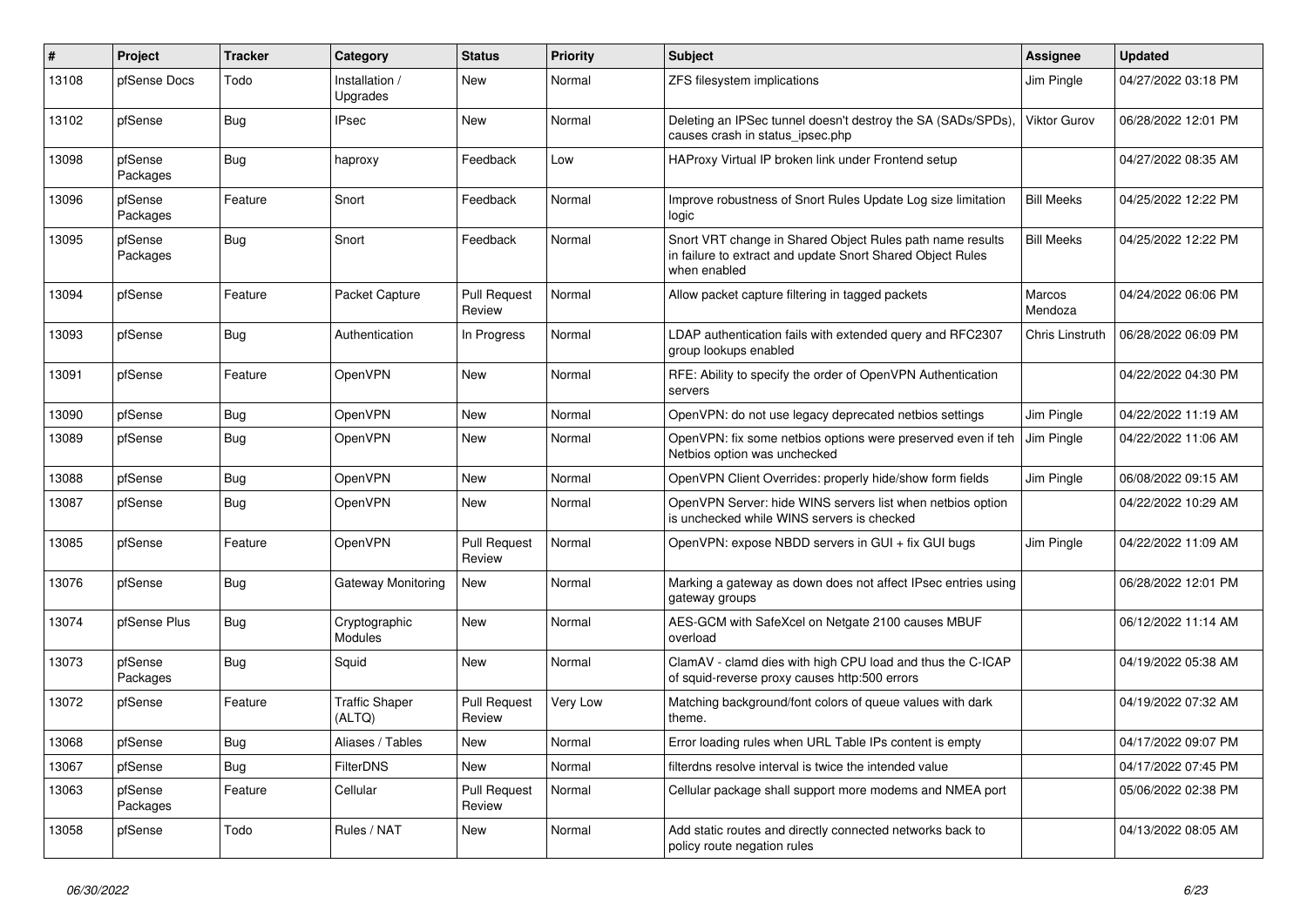| # | Project | Tracker | Category | Status | Priority | Subject | Assignee | Updated |
|---|---|---|---|---|---|---|---|---|
| 13108 | pfSense Docs | Todo | Installation / Upgrades | New | Normal | ZFS filesystem implications | Jim Pingle | 04/27/2022 03:18 PM |
| 13102 | pfSense | Bug | IPsec | New | Normal | Deleting an IPSec tunnel doesn't destroy the SA (SADs/SPDs), causes crash in status_ipsec.php | Viktor Gurov | 06/28/2022 12:01 PM |
| 13098 | pfSense Packages | Bug | haproxy | Feedback | Low | HAProxy Virtual IP broken link under Frontend setup | | 04/27/2022 08:35 AM |
| 13096 | pfSense Packages | Feature | Snort | Feedback | Normal | Improve robustness of Snort Rules Update Log size limitation logic | Bill Meeks | 04/25/2022 12:22 PM |
| 13095 | pfSense Packages | Bug | Snort | Feedback | Normal | Snort VRT change in Shared Object Rules path name results in failure to extract and update Snort Shared Object Rules when enabled | Bill Meeks | 04/25/2022 12:22 PM |
| 13094 | pfSense | Feature | Packet Capture | Pull Request Review | Normal | Allow packet capture filtering in tagged packets | Marcos Mendoza | 04/24/2022 06:06 PM |
| 13093 | pfSense | Bug | Authentication | In Progress | Normal | LDAP authentication fails with extended query and RFC2307 group lookups enabled | Chris Linstruth | 06/28/2022 06:09 PM |
| 13091 | pfSense | Feature | OpenVPN | New | Normal | RFE: Ability to specify the order of OpenVPN Authentication servers | | 04/22/2022 04:30 PM |
| 13090 | pfSense | Bug | OpenVPN | New | Normal | OpenVPN: do not use legacy deprecated netbios settings | Jim Pingle | 04/22/2022 11:19 AM |
| 13089 | pfSense | Bug | OpenVPN | New | Normal | OpenVPN: fix some netbios options were preserved even if teh Netbios option was unchecked | Jim Pingle | 04/22/2022 11:06 AM |
| 13088 | pfSense | Bug | OpenVPN | New | Normal | OpenVPN Client Overrides: properly hide/show form fields | Jim Pingle | 06/08/2022 09:15 AM |
| 13087 | pfSense | Bug | OpenVPN | New | Normal | OpenVPN Server: hide WINS servers list when netbios option is unchecked while WINS servers is checked | | 04/22/2022 10:29 AM |
| 13085 | pfSense | Feature | OpenVPN | Pull Request Review | Normal | OpenVPN: expose NBDD servers in GUI + fix GUI bugs | Jim Pingle | 04/22/2022 11:09 AM |
| 13076 | pfSense | Bug | Gateway Monitoring | New | Normal | Marking a gateway as down does not affect IPsec entries using gateway groups | | 06/28/2022 12:01 PM |
| 13074 | pfSense Plus | Bug | Cryptographic Modules | New | Normal | AES-GCM with SafeXcel on Netgate 2100 causes MBUF overload | | 06/12/2022 11:14 AM |
| 13073 | pfSense Packages | Bug | Squid | New | Normal | ClamAV - clamd dies with high CPU load and thus the C-ICAP of squid-reverse proxy causes http:500 errors | | 04/19/2022 05:38 AM |
| 13072 | pfSense | Feature | Traffic Shaper (ALTQ) | Pull Request Review | Very Low | Matching background/font colors of queue values with dark theme. | | 04/19/2022 07:32 AM |
| 13068 | pfSense | Bug | Aliases / Tables | New | Normal | Error loading rules when URL Table IPs content is empty | | 04/17/2022 09:07 PM |
| 13067 | pfSense | Bug | FilterDNS | New | Normal | filterdns resolve interval is twice the intended value | | 04/17/2022 07:45 PM |
| 13063 | pfSense Packages | Feature | Cellular | Pull Request Review | Normal | Cellular package shall support more modems and NMEA port | | 05/06/2022 02:38 PM |
| 13058 | pfSense | Todo | Rules / NAT | New | Normal | Add static routes and directly connected networks back to policy route negation rules | | 04/13/2022 08:05 AM |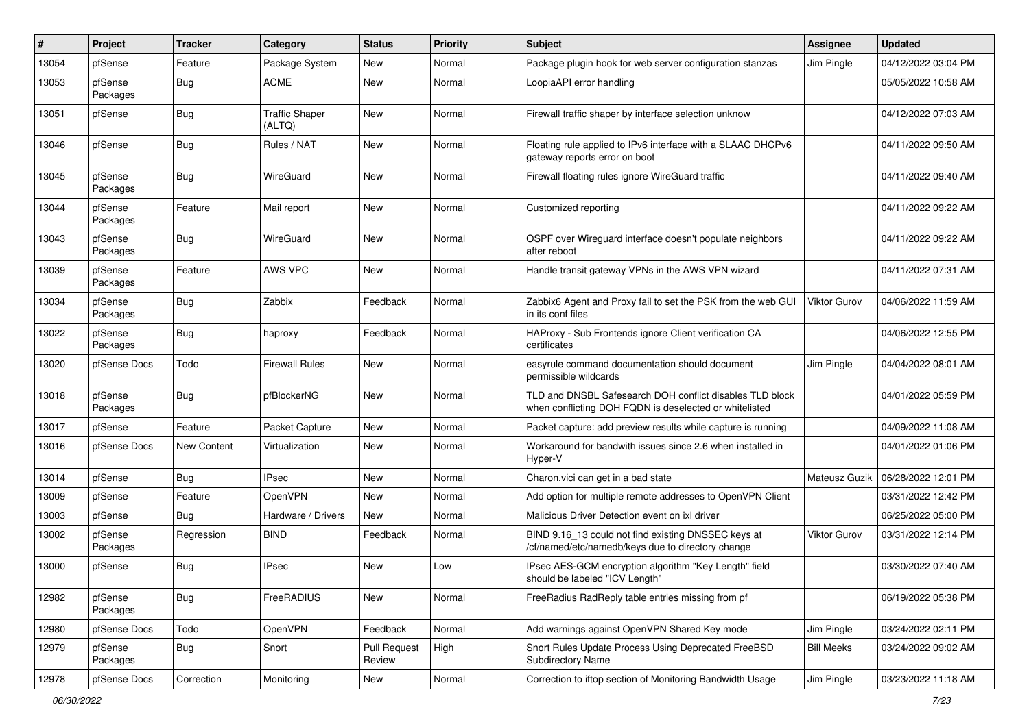| # | Project | Tracker | Category | Status | Priority | Subject | Assignee | Updated |
|---|---|---|---|---|---|---|---|---|
| 13054 | pfSense | Feature | Package System | New | Normal | Package plugin hook for web server configuration stanzas | Jim Pingle | 04/12/2022 03:04 PM |
| 13053 | pfSense Packages | Bug | ACME | New | Normal | LoopiaAPI error handling | | 05/05/2022 10:58 AM |
| 13051 | pfSense | Bug | Traffic Shaper (ALTQ) | New | Normal | Firewall traffic shaper by interface selection unknow | | 04/12/2022 07:03 AM |
| 13046 | pfSense | Bug | Rules / NAT | New | Normal | Floating rule applied to IPv6 interface with a SLAAC DHCPv6 gateway reports error on boot | | 04/11/2022 09:50 AM |
| 13045 | pfSense Packages | Bug | WireGuard | New | Normal | Firewall floating rules ignore WireGuard traffic | | 04/11/2022 09:40 AM |
| 13044 | pfSense Packages | Feature | Mail report | New | Normal | Customized reporting | | 04/11/2022 09:22 AM |
| 13043 | pfSense Packages | Bug | WireGuard | New | Normal | OSPF over Wireguard interface doesn't populate neighbors after reboot | | 04/11/2022 09:22 AM |
| 13039 | pfSense Packages | Feature | AWS VPC | New | Normal | Handle transit gateway VPNs in the AWS VPN wizard | | 04/11/2022 07:31 AM |
| 13034 | pfSense Packages | Bug | Zabbix | Feedback | Normal | Zabbix6 Agent and Proxy fail to set the PSK from the web GUI in its conf files | Viktor Gurov | 04/06/2022 11:59 AM |
| 13022 | pfSense Packages | Bug | haproxy | Feedback | Normal | HAProxy - Sub Frontends ignore Client verification CA certificates | | 04/06/2022 12:55 PM |
| 13020 | pfSense Docs | Todo | Firewall Rules | New | Normal | easyrule command documentation should document permissible wildcards | Jim Pingle | 04/04/2022 08:01 AM |
| 13018 | pfSense Packages | Bug | pfBlockerNG | New | Normal | TLD and DNSBL Safesearch DOH conflict disables TLD block when conflicting DOH FQDN is deselected or whitelisted | | 04/01/2022 05:59 PM |
| 13017 | pfSense | Feature | Packet Capture | New | Normal | Packet capture: add preview results while capture is running | | 04/09/2022 11:08 AM |
| 13016 | pfSense Docs | New Content | Virtualization | New | Normal | Workaround for bandwith issues since 2.6 when installed in Hyper-V | | 04/01/2022 01:06 PM |
| 13014 | pfSense | Bug | IPsec | New | Normal | Charon.vici can get in a bad state | Mateusz Guzik | 06/28/2022 12:01 PM |
| 13009 | pfSense | Feature | OpenVPN | New | Normal | Add option for multiple remote addresses to OpenVPN Client | | 03/31/2022 12:42 PM |
| 13003 | pfSense | Bug | Hardware / Drivers | New | Normal | Malicious Driver Detection event on ixl driver | | 06/25/2022 05:00 PM |
| 13002 | pfSense Packages | Regression | BIND | Feedback | Normal | BIND 9.16_13 could not find existing DNSSEC keys at /cf/named/etc/namedb/keys due to directory change | Viktor Gurov | 03/31/2022 12:14 PM |
| 13000 | pfSense | Bug | IPsec | New | Low | IPsec AES-GCM encryption algorithm "Key Length" field should be labeled "ICV Length" | | 03/30/2022 07:40 AM |
| 12982 | pfSense Packages | Bug | FreeRADIUS | New | Normal | FreeRadius RadReply table entries missing from pf | | 06/19/2022 05:38 PM |
| 12980 | pfSense Docs | Todo | OpenVPN | Feedback | Normal | Add warnings against OpenVPN Shared Key mode | Jim Pingle | 03/24/2022 02:11 PM |
| 12979 | pfSense Packages | Bug | Snort | Pull Request Review | High | Snort Rules Update Process Using Deprecated FreeBSD Subdirectory Name | Bill Meeks | 03/24/2022 09:02 AM |
| 12978 | pfSense Docs | Correction | Monitoring | New | Normal | Correction to iftop section of Monitoring Bandwidth Usage | Jim Pingle | 03/23/2022 11:18 AM |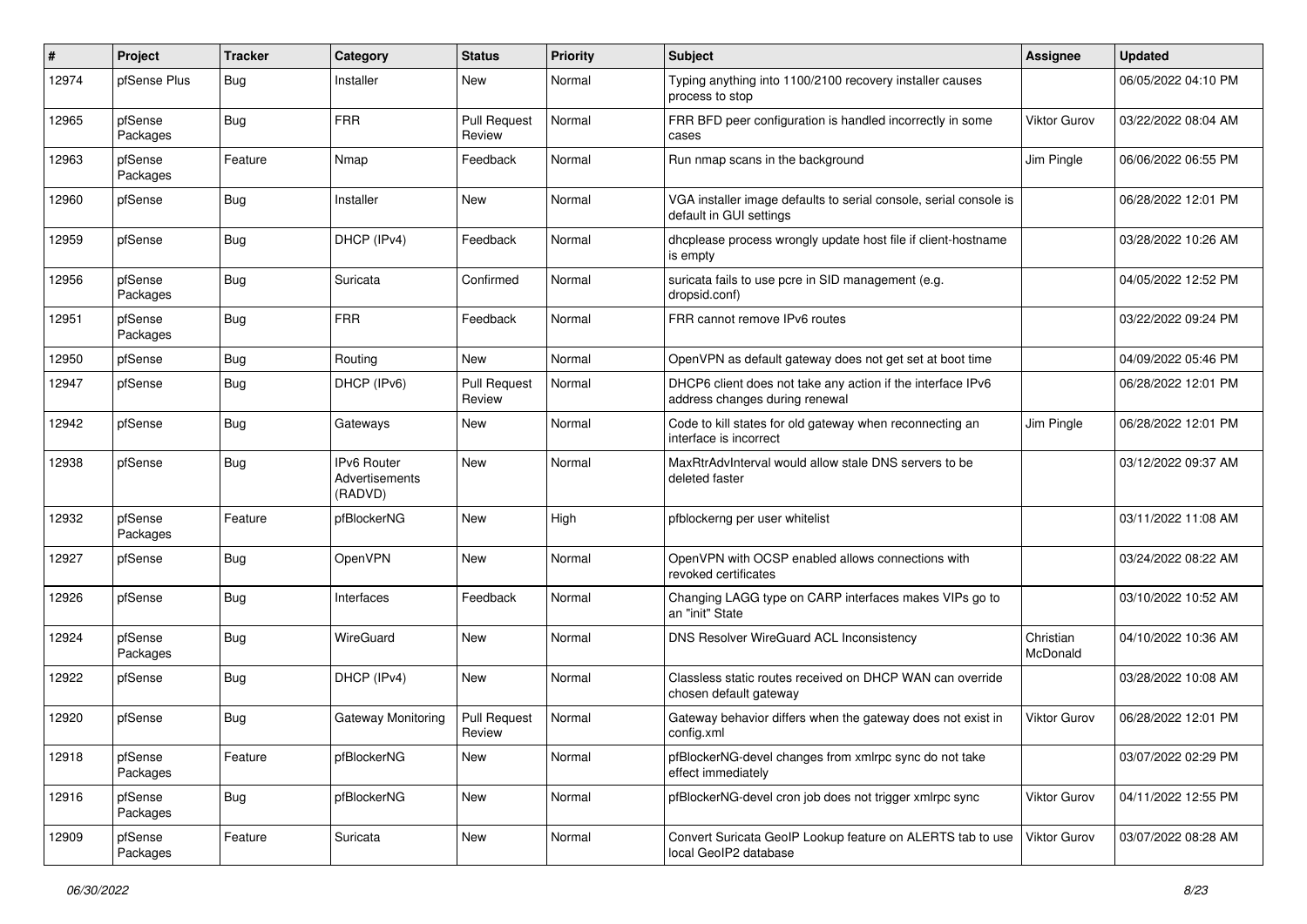| # | Project | Tracker | Category | Status | Priority | Subject | Assignee | Updated |
|---|---|---|---|---|---|---|---|---|
| 12974 | pfSense Plus | Bug | Installer | New | Normal | Typing anything into 1100/2100 recovery installer causes process to stop | | 06/05/2022 04:10 PM |
| 12965 | pfSense Packages | Bug | FRR | Pull Request Review | Normal | FRR BFD peer configuration is handled incorrectly in some cases | Viktor Gurov | 03/22/2022 08:04 AM |
| 12963 | pfSense Packages | Feature | Nmap | Feedback | Normal | Run nmap scans in the background | Jim Pingle | 06/06/2022 06:55 PM |
| 12960 | pfSense | Bug | Installer | New | Normal | VGA installer image defaults to serial console, serial console is default in GUI settings | | 06/28/2022 12:01 PM |
| 12959 | pfSense | Bug | DHCP (IPv4) | Feedback | Normal | dhcplease process wrongly update host file if client-hostname is empty | | 03/28/2022 10:26 AM |
| 12956 | pfSense Packages | Bug | Suricata | Confirmed | Normal | suricata fails to use pcre in SID management (e.g. dropsid.conf) | | 04/05/2022 12:52 PM |
| 12951 | pfSense Packages | Bug | FRR | Feedback | Normal | FRR cannot remove IPv6 routes | | 03/22/2022 09:24 PM |
| 12950 | pfSense | Bug | Routing | New | Normal | OpenVPN as default gateway does not get set at boot time | | 04/09/2022 05:46 PM |
| 12947 | pfSense | Bug | DHCP (IPv6) | Pull Request Review | Normal | DHCP6 client does not take any action if the interface IPv6 address changes during renewal | | 06/28/2022 12:01 PM |
| 12942 | pfSense | Bug | Gateways | New | Normal | Code to kill states for old gateway when reconnecting an interface is incorrect | Jim Pingle | 06/28/2022 12:01 PM |
| 12938 | pfSense | Bug | IPv6 Router Advertisements (RADVD) | New | Normal | MaxRtrAdvInterval would allow stale DNS servers to be deleted faster | | 03/12/2022 09:37 AM |
| 12932 | pfSense Packages | Feature | pfBlockerNG | New | High | pfblockerng per user whitelist | | 03/11/2022 11:08 AM |
| 12927 | pfSense | Bug | OpenVPN | New | Normal | OpenVPN with OCSP enabled allows connections with revoked certificates | | 03/24/2022 08:22 AM |
| 12926 | pfSense | Bug | Interfaces | Feedback | Normal | Changing LAGG type on CARP interfaces makes VIPs go to an "init" State | | 03/10/2022 10:52 AM |
| 12924 | pfSense Packages | Bug | WireGuard | New | Normal | DNS Resolver WireGuard ACL Inconsistency | Christian McDonald | 04/10/2022 10:36 AM |
| 12922 | pfSense | Bug | DHCP (IPv4) | New | Normal | Classless static routes received on DHCP WAN can override chosen default gateway | | 03/28/2022 10:08 AM |
| 12920 | pfSense | Bug | Gateway Monitoring | Pull Request Review | Normal | Gateway behavior differs when the gateway does not exist in config.xml | Viktor Gurov | 06/28/2022 12:01 PM |
| 12918 | pfSense Packages | Feature | pfBlockerNG | New | Normal | pfBlockerNG-devel changes from xmlrpc sync do not take effect immediately | | 03/07/2022 02:29 PM |
| 12916 | pfSense Packages | Bug | pfBlockerNG | New | Normal | pfBlockerNG-devel cron job does not trigger xmlrpc sync | Viktor Gurov | 04/11/2022 12:55 PM |
| 12909 | pfSense Packages | Feature | Suricata | New | Normal | Convert Suricata GeoIP Lookup feature on ALERTS tab to use local GeoIP2 database | Viktor Gurov | 03/07/2022 08:28 AM |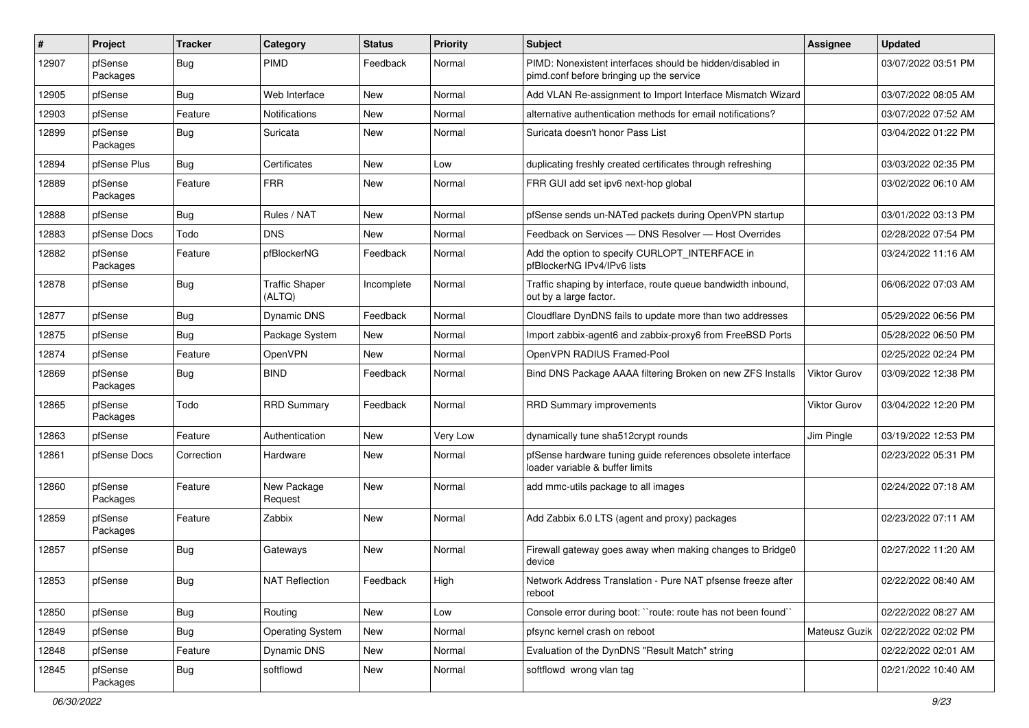| # | Project | Tracker | Category | Status | Priority | Subject | Assignee | Updated |
|---|---|---|---|---|---|---|---|---|
| 12907 | pfSense Packages | Bug | PIMD | Feedback | Normal | PIMD: Nonexistent interfaces should be hidden/disabled in pimd.conf before bringing up the service | | 03/07/2022 03:51 PM |
| 12905 | pfSense | Bug | Web Interface | New | Normal | Add VLAN Re-assignment to Import Interface Mismatch Wizard | | 03/07/2022 08:05 AM |
| 12903 | pfSense | Feature | Notifications | New | Normal | alternative authentication methods for email notifications? | | 03/07/2022 07:52 AM |
| 12899 | pfSense Packages | Bug | Suricata | New | Normal | Suricata doesn't honor Pass List | | 03/04/2022 01:22 PM |
| 12894 | pfSense Plus | Bug | Certificates | New | Low | duplicating freshly created certificates through refreshing | | 03/03/2022 02:35 PM |
| 12889 | pfSense Packages | Feature | FRR | New | Normal | FRR GUI add set ipv6 next-hop global | | 03/02/2022 06:10 AM |
| 12888 | pfSense | Bug | Rules / NAT | New | Normal | pfSense sends un-NATed packets during OpenVPN startup | | 03/01/2022 03:13 PM |
| 12883 | pfSense Docs | Todo | DNS | New | Normal | Feedback on Services — DNS Resolver — Host Overrides | | 02/28/2022 07:54 PM |
| 12882 | pfSense Packages | Feature | pfBlockerNG | Feedback | Normal | Add the option to specify CURLOPT_INTERFACE in pfBlockerNG IPv4/IPv6 lists | | 03/24/2022 11:16 AM |
| 12878 | pfSense | Bug | Traffic Shaper (ALTQ) | Incomplete | Normal | Traffic shaping by interface, route queue bandwidth inbound, out by a large factor. | | 06/06/2022 07:03 AM |
| 12877 | pfSense | Bug | Dynamic DNS | Feedback | Normal | Cloudflare DynDNS fails to update more than two addresses | | 05/29/2022 06:56 PM |
| 12875 | pfSense | Bug | Package System | New | Normal | Import zabbix-agent6 and zabbix-proxy6 from FreeBSD Ports | | 05/28/2022 06:50 PM |
| 12874 | pfSense | Feature | OpenVPN | New | Normal | OpenVPN RADIUS Framed-Pool | | 02/25/2022 02:24 PM |
| 12869 | pfSense Packages | Bug | BIND | Feedback | Normal | Bind DNS Package AAAA filtering Broken on new ZFS Installs | Viktor Gurov | 03/09/2022 12:38 PM |
| 12865 | pfSense Packages | Todo | RRD Summary | Feedback | Normal | RRD Summary improvements | Viktor Gurov | 03/04/2022 12:20 PM |
| 12863 | pfSense | Feature | Authentication | New | Very Low | dynamically tune sha512crypt rounds | Jim Pingle | 03/19/2022 12:53 PM |
| 12861 | pfSense Docs | Correction | Hardware | New | Normal | pfSense hardware tuning guide references obsolete interface loader variable & buffer limits | | 02/23/2022 05:31 PM |
| 12860 | pfSense Packages | Feature | New Package Request | New | Normal | add mmc-utils package to all images | | 02/24/2022 07:18 AM |
| 12859 | pfSense Packages | Feature | Zabbix | New | Normal | Add Zabbix 6.0 LTS (agent and proxy) packages | | 02/23/2022 07:11 AM |
| 12857 | pfSense | Bug | Gateways | New | Normal | Firewall gateway goes away when making changes to Bridge0 device | | 02/27/2022 11:20 AM |
| 12853 | pfSense | Bug | NAT Reflection | Feedback | High | Network Address Translation - Pure NAT pfsense freeze after reboot | | 02/22/2022 08:40 AM |
| 12850 | pfSense | Bug | Routing | New | Low | Console error during boot: ``route: route has not been found`` | | 02/22/2022 08:27 AM |
| 12849 | pfSense | Bug | Operating System | New | Normal | pfsync kernel crash on reboot | Mateusz Guzik | 02/22/2022 02:02 PM |
| 12848 | pfSense | Feature | Dynamic DNS | New | Normal | Evaluation of the DynDNS "Result Match" string | | 02/22/2022 02:01 AM |
| 12845 | pfSense Packages | Bug | softflowd | New | Normal | softflowd wrong vlan tag | | 02/21/2022 10:40 AM |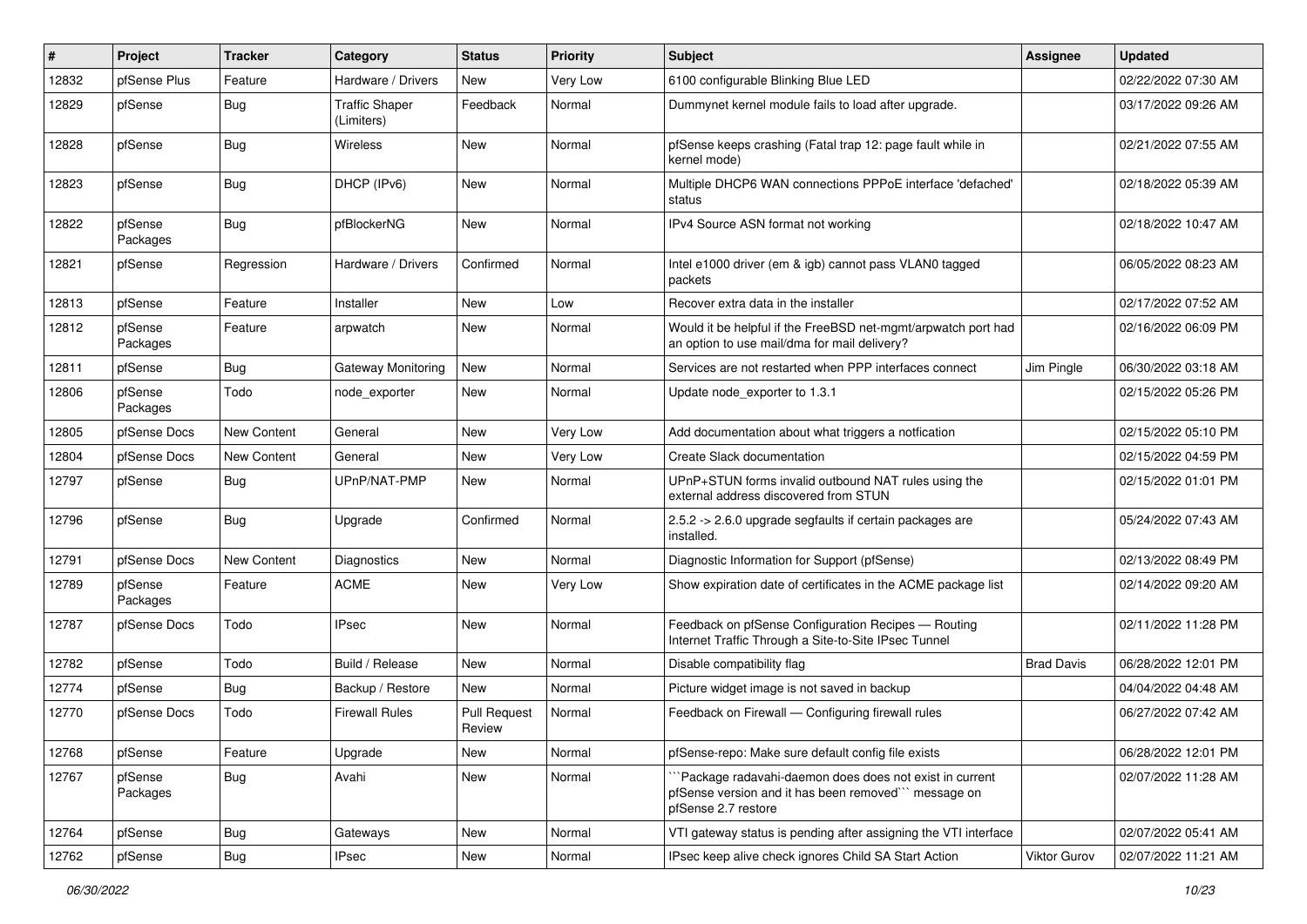| # | Project | Tracker | Category | Status | Priority | Subject | Assignee | Updated |
|---|---|---|---|---|---|---|---|---|
| 12832 | pfSense Plus | Feature | Hardware / Drivers | New | Very Low | 6100 configurable Blinking Blue LED | | 02/22/2022 07:30 AM |
| 12829 | pfSense | Bug | Traffic Shaper (Limiters) | Feedback | Normal | Dummynet kernel module fails to load after upgrade. | | 03/17/2022 09:26 AM |
| 12828 | pfSense | Bug | Wireless | New | Normal | pfSense keeps crashing (Fatal trap 12: page fault while in kernel mode) | | 02/21/2022 07:55 AM |
| 12823 | pfSense | Bug | DHCP (IPv6) | New | Normal | Multiple DHCP6 WAN connections PPPoE interface 'defached' status | | 02/18/2022 05:39 AM |
| 12822 | pfSense Packages | Bug | pfBlockerNG | New | Normal | IPv4 Source ASN format not working | | 02/18/2022 10:47 AM |
| 12821 | pfSense | Regression | Hardware / Drivers | Confirmed | Normal | Intel e1000 driver (em & igb) cannot pass VLAN0 tagged packets | | 06/05/2022 08:23 AM |
| 12813 | pfSense | Feature | Installer | New | Low | Recover extra data in the installer | | 02/17/2022 07:52 AM |
| 12812 | pfSense Packages | Feature | arpwatch | New | Normal | Would it be helpful if the FreeBSD net-mgmt/arpwatch port had an option to use mail/dma for mail delivery? | | 02/16/2022 06:09 PM |
| 12811 | pfSense | Bug | Gateway Monitoring | New | Normal | Services are not restarted when PPP interfaces connect | Jim Pingle | 06/30/2022 03:18 AM |
| 12806 | pfSense Packages | Todo | node_exporter | New | Normal | Update node_exporter to 1.3.1 | | 02/15/2022 05:26 PM |
| 12805 | pfSense Docs | New Content | General | New | Very Low | Add documentation about what triggers a notfication | | 02/15/2022 05:10 PM |
| 12804 | pfSense Docs | New Content | General | New | Very Low | Create Slack documentation | | 02/15/2022 04:59 PM |
| 12797 | pfSense | Bug | UPnP/NAT-PMP | New | Normal | UPnP+STUN forms invalid outbound NAT rules using the external address discovered from STUN | | 02/15/2022 01:01 PM |
| 12796 | pfSense | Bug | Upgrade | Confirmed | Normal | 2.5.2 -> 2.6.0 upgrade segfaults if certain packages are installed. | | 05/24/2022 07:43 AM |
| 12791 | pfSense Docs | New Content | Diagnostics | New | Normal | Diagnostic Information for Support (pfSense) | | 02/13/2022 08:49 PM |
| 12789 | pfSense Packages | Feature | ACME | New | Very Low | Show expiration date of certificates in the ACME package list | | 02/14/2022 09:20 AM |
| 12787 | pfSense Docs | Todo | IPsec | New | Normal | Feedback on pfSense Configuration Recipes — Routing Internet Traffic Through a Site-to-Site IPsec Tunnel | | 02/11/2022 11:28 PM |
| 12782 | pfSense | Todo | Build / Release | New | Normal | Disable compatibility flag | Brad Davis | 06/28/2022 12:01 PM |
| 12774 | pfSense | Bug | Backup / Restore | New | Normal | Picture widget image is not saved in backup | | 04/04/2022 04:48 AM |
| 12770 | pfSense Docs | Todo | Firewall Rules | Pull Request Review | Normal | Feedback on Firewall — Configuring firewall rules | | 06/27/2022 07:42 AM |
| 12768 | pfSense | Feature | Upgrade | New | Normal | pfSense-repo: Make sure default config file exists | | 06/28/2022 12:01 PM |
| 12767 | pfSense Packages | Bug | Avahi | New | Normal | ```Package radavahi-daemon does does not exist in current pfSense version and it has been removed``` message on pfSense 2.7 restore | | 02/07/2022 11:28 AM |
| 12764 | pfSense | Bug | Gateways | New | Normal | VTI gateway status is pending after assigning the VTI interface | | 02/07/2022 05:41 AM |
| 12762 | pfSense | Bug | IPsec | New | Normal | IPsec keep alive check ignores Child SA Start Action | Viktor Gurov | 02/07/2022 11:21 AM |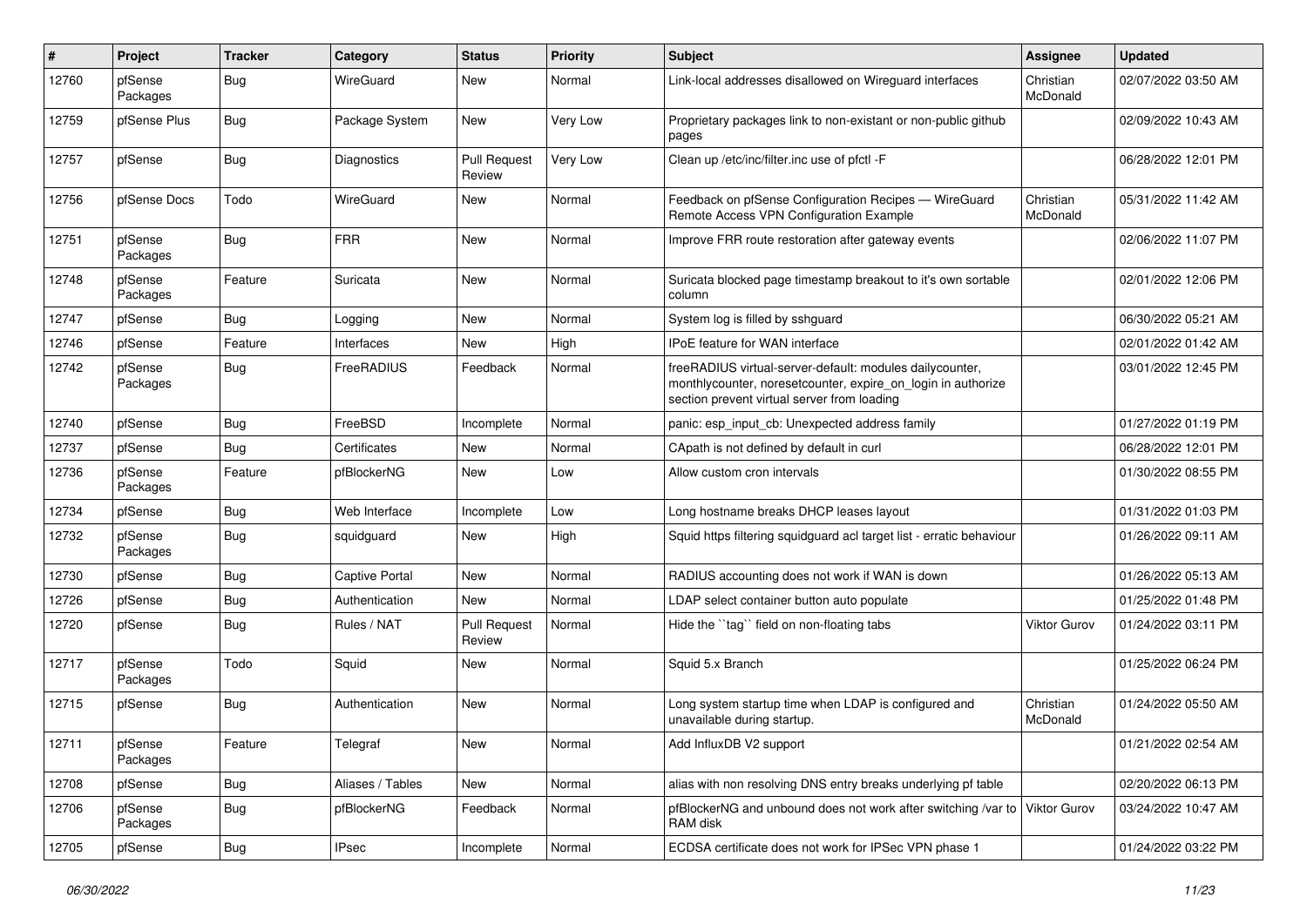| # | Project | Tracker | Category | Status | Priority | Subject | Assignee | Updated |
|---|---|---|---|---|---|---|---|---|
| 12760 | pfSense Packages | Bug | WireGuard | New | Normal | Link-local addresses disallowed on Wireguard interfaces | Christian McDonald | 02/07/2022 03:50 AM |
| 12759 | pfSense Plus | Bug | Package System | New | Very Low | Proprietary packages link to non-existant or non-public github pages | | 02/09/2022 10:43 AM |
| 12757 | pfSense | Bug | Diagnostics | Pull Request Review | Very Low | Clean up /etc/inc/filter.inc use of pfctl -F | | 06/28/2022 12:01 PM |
| 12756 | pfSense Docs | Todo | WireGuard | New | Normal | Feedback on pfSense Configuration Recipes — WireGuard Remote Access VPN Configuration Example | Christian McDonald | 05/31/2022 11:42 AM |
| 12751 | pfSense Packages | Bug | FRR | New | Normal | Improve FRR route restoration after gateway events | | 02/06/2022 11:07 PM |
| 12748 | pfSense Packages | Feature | Suricata | New | Normal | Suricata blocked page timestamp breakout to it's own sortable column | | 02/01/2022 12:06 PM |
| 12747 | pfSense | Bug | Logging | New | Normal | System log is filled by sshguard | | 06/30/2022 05:21 AM |
| 12746 | pfSense | Feature | Interfaces | New | High | IPoE feature for WAN interface | | 02/01/2022 01:42 AM |
| 12742 | pfSense Packages | Bug | FreeRADIUS | Feedback | Normal | freeRADIUS virtual-server-default: modules dailycounter, monthlycounter, noresetcounter, expire_on_login in authorize section prevent virtual server from loading | | 03/01/2022 12:45 PM |
| 12740 | pfSense | Bug | FreeBSD | Incomplete | Normal | panic: esp_input_cb: Unexpected address family | | 01/27/2022 01:19 PM |
| 12737 | pfSense | Bug | Certificates | New | Normal | CApath is not defined by default in curl | | 06/28/2022 12:01 PM |
| 12736 | pfSense Packages | Feature | pfBlockerNG | New | Low | Allow custom cron intervals | | 01/30/2022 08:55 PM |
| 12734 | pfSense | Bug | Web Interface | Incomplete | Low | Long hostname breaks DHCP leases layout | | 01/31/2022 01:03 PM |
| 12732 | pfSense Packages | Bug | squidguard | New | High | Squid https filtering squidguard acl target list - erratic behaviour | | 01/26/2022 09:11 AM |
| 12730 | pfSense | Bug | Captive Portal | New | Normal | RADIUS accounting does not work if WAN is down | | 01/26/2022 05:13 AM |
| 12726 | pfSense | Bug | Authentication | New | Normal | LDAP select container button auto populate | | 01/25/2022 01:48 PM |
| 12720 | pfSense | Bug | Rules / NAT | Pull Request Review | Normal | Hide the ``tag`` field on non-floating tabs | Viktor Gurov | 01/24/2022 03:11 PM |
| 12717 | pfSense Packages | Todo | Squid | New | Normal | Squid 5.x Branch | | 01/25/2022 06:24 PM |
| 12715 | pfSense | Bug | Authentication | New | Normal | Long system startup time when LDAP is configured and unavailable during startup. | Christian McDonald | 01/24/2022 05:50 AM |
| 12711 | pfSense Packages | Feature | Telegraf | New | Normal | Add InfluxDB V2 support | | 01/21/2022 02:54 AM |
| 12708 | pfSense | Bug | Aliases / Tables | New | Normal | alias with non resolving DNS entry breaks underlying pf table | | 02/20/2022 06:13 PM |
| 12706 | pfSense Packages | Bug | pfBlockerNG | Feedback | Normal | pfBlockerNG and unbound does not work after switching /var to RAM disk | Viktor Gurov | 03/24/2022 10:47 AM |
| 12705 | pfSense | Bug | IPsec | Incomplete | Normal | ECDSA certificate does not work for IPSec VPN phase 1 | | 01/24/2022 03:22 PM |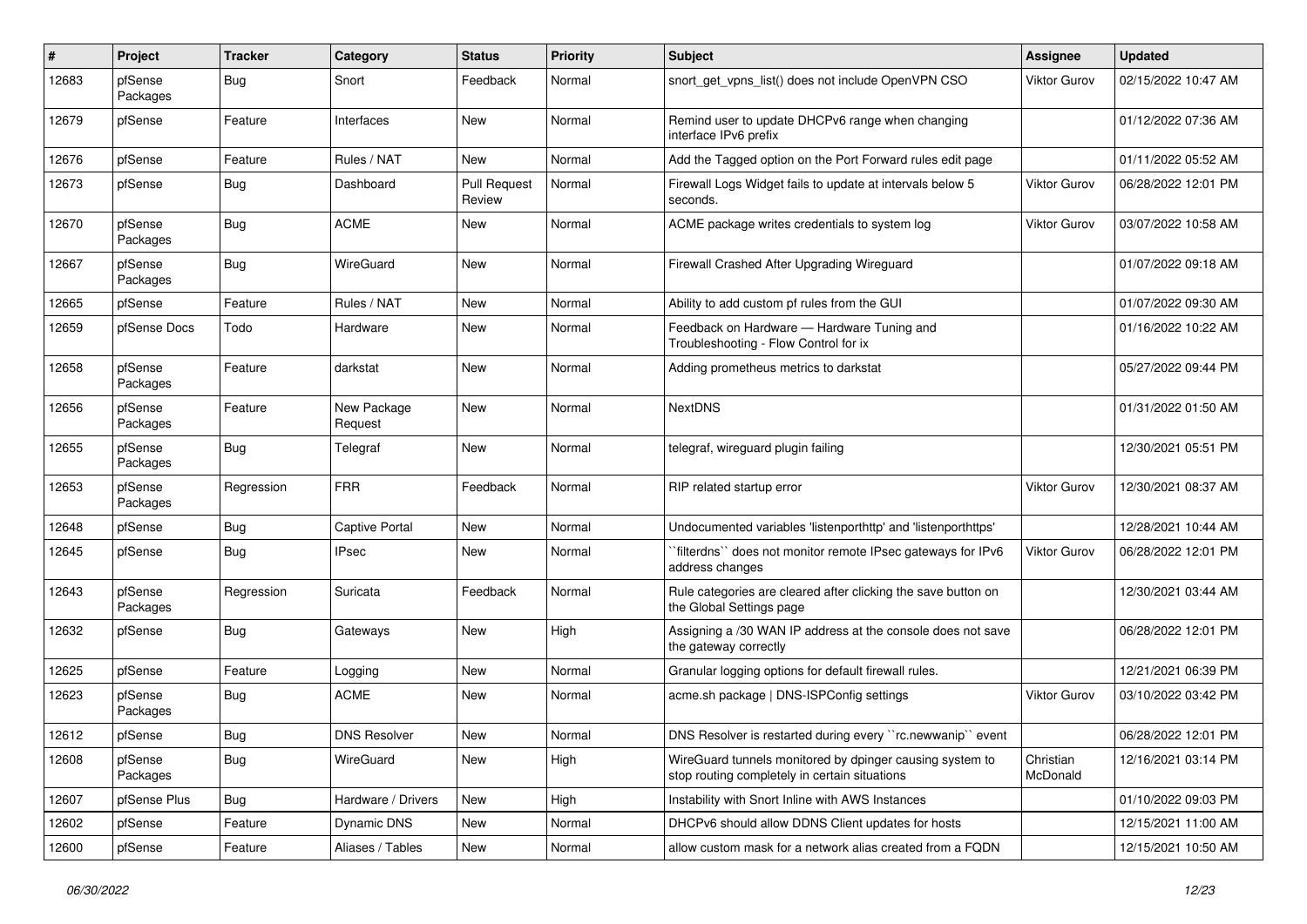| # | Project | Tracker | Category | Status | Priority | Subject | Assignee | Updated |
|---|---|---|---|---|---|---|---|---|
| 12683 | pfSense Packages | Bug | Snort | Feedback | Normal | snort_get_vpns_list() does not include OpenVPN CSO | Viktor Gurov | 02/15/2022 10:47 AM |
| 12679 | pfSense | Feature | Interfaces | New | Normal | Remind user to update DHCPv6 range when changing interface IPv6 prefix | | 01/12/2022 07:36 AM |
| 12676 | pfSense | Feature | Rules / NAT | New | Normal | Add the Tagged option on the Port Forward rules edit page | | 01/11/2022 05:52 AM |
| 12673 | pfSense | Bug | Dashboard | Pull Request Review | Normal | Firewall Logs Widget fails to update at intervals below 5 seconds. | Viktor Gurov | 06/28/2022 12:01 PM |
| 12670 | pfSense Packages | Bug | ACME | New | Normal | ACME package writes credentials to system log | Viktor Gurov | 03/07/2022 10:58 AM |
| 12667 | pfSense Packages | Bug | WireGuard | New | Normal | Firewall Crashed After Upgrading Wireguard | | 01/07/2022 09:18 AM |
| 12665 | pfSense | Feature | Rules / NAT | New | Normal | Ability to add custom pf rules from the GUI | | 01/07/2022 09:30 AM |
| 12659 | pfSense Docs | Todo | Hardware | New | Normal | Feedback on Hardware — Hardware Tuning and Troubleshooting - Flow Control for ix | | 01/16/2022 10:22 AM |
| 12658 | pfSense Packages | Feature | darkstat | New | Normal | Adding prometheus metrics to darkstat | | 05/27/2022 09:44 PM |
| 12656 | pfSense Packages | Feature | New Package Request | New | Normal | NextDNS | | 01/31/2022 01:50 AM |
| 12655 | pfSense Packages | Bug | Telegraf | New | Normal | telegraf, wireguard plugin failing | | 12/30/2021 05:51 PM |
| 12653 | pfSense Packages | Regression | FRR | Feedback | Normal | RIP related startup error | Viktor Gurov | 12/30/2021 08:37 AM |
| 12648 | pfSense | Bug | Captive Portal | New | Normal | Undocumented variables 'listenporthttp' and 'listenporthttps' | | 12/28/2021 10:44 AM |
| 12645 | pfSense | Bug | IPsec | New | Normal | ``filterdns`` does not monitor remote IPsec gateways for IPv6 address changes | Viktor Gurov | 06/28/2022 12:01 PM |
| 12643 | pfSense Packages | Regression | Suricata | Feedback | Normal | Rule categories are cleared after clicking the save button on the Global Settings page | | 12/30/2021 03:44 AM |
| 12632 | pfSense | Bug | Gateways | New | High | Assigning a /30 WAN IP address at the console does not save the gateway correctly | | 06/28/2022 12:01 PM |
| 12625 | pfSense | Feature | Logging | New | Normal | Granular logging options for default firewall rules. | | 12/21/2021 06:39 PM |
| 12623 | pfSense Packages | Bug | ACME | New | Normal | acme.sh package \| DNS-ISPConfig settings | Viktor Gurov | 03/10/2022 03:42 PM |
| 12612 | pfSense | Bug | DNS Resolver | New | Normal | DNS Resolver is restarted during every ``rc.newwanip`` event | | 06/28/2022 12:01 PM |
| 12608 | pfSense Packages | Bug | WireGuard | New | High | WireGuard tunnels monitored by dpinger causing system to stop routing completely in certain situations | Christian McDonald | 12/16/2021 03:14 PM |
| 12607 | pfSense Plus | Bug | Hardware / Drivers | New | High | Instability with Snort Inline with AWS Instances | | 01/10/2022 09:03 PM |
| 12602 | pfSense | Feature | Dynamic DNS | New | Normal | DHCPv6 should allow DDNS Client updates for hosts | | 12/15/2021 11:00 AM |
| 12600 | pfSense | Feature | Aliases / Tables | New | Normal | allow custom mask for a network alias created from a FQDN | | 12/15/2021 10:50 AM |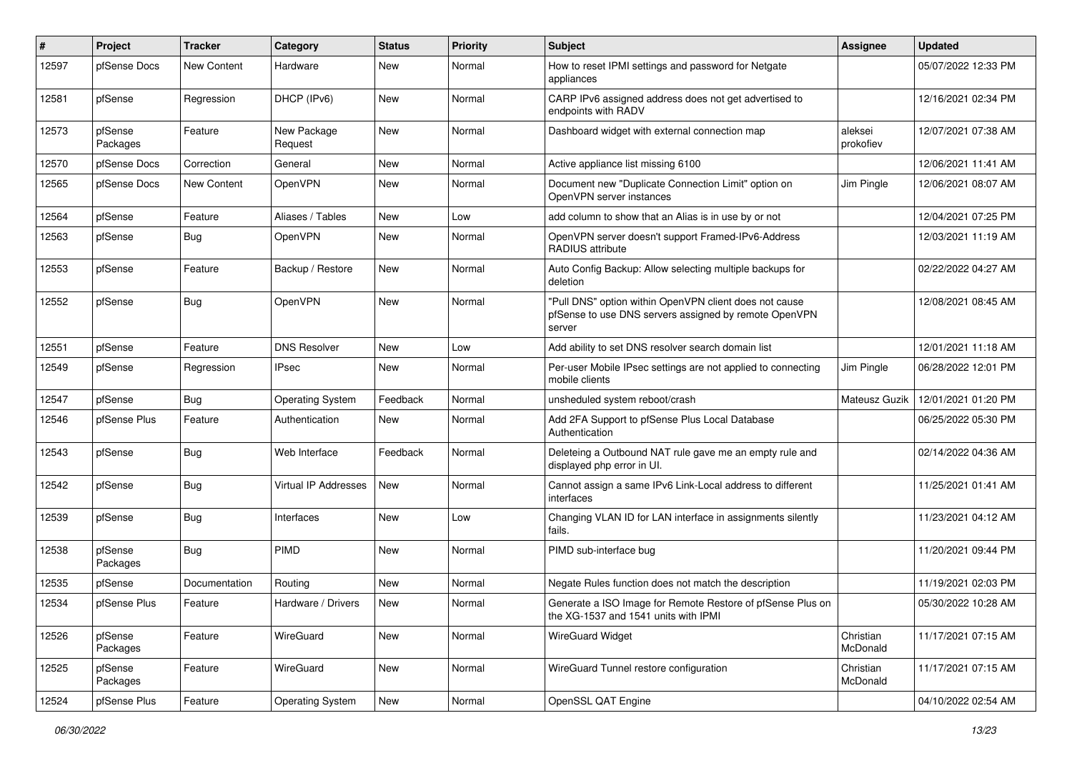| # | Project | Tracker | Category | Status | Priority | Subject | Assignee | Updated |
|---|---|---|---|---|---|---|---|---|
| 12597 | pfSense Docs | New Content | Hardware | New | Normal | How to reset IPMI settings and password for Netgate appliances | | 05/07/2022 12:33 PM |
| 12581 | pfSense | Regression | DHCP (IPv6) | New | Normal | CARP IPv6 assigned address does not get advertised to endpoints with RADV | | 12/16/2021 02:34 PM |
| 12573 | pfSense Packages | Feature | New Package Request | New | Normal | Dashboard widget with external connection map | aleksei prokofiev | 12/07/2021 07:38 AM |
| 12570 | pfSense Docs | Correction | General | New | Normal | Active appliance list missing 6100 | | 12/06/2021 11:41 AM |
| 12565 | pfSense Docs | New Content | OpenVPN | New | Normal | Document new "Duplicate Connection Limit" option on OpenVPN server instances | Jim Pingle | 12/06/2021 08:07 AM |
| 12564 | pfSense | Feature | Aliases / Tables | New | Low | add column to show that an Alias is in use by or not | | 12/04/2021 07:25 PM |
| 12563 | pfSense | Bug | OpenVPN | New | Normal | OpenVPN server doesn't support Framed-IPv6-Address RADIUS attribute | | 12/03/2021 11:19 AM |
| 12553 | pfSense | Feature | Backup / Restore | New | Normal | Auto Config Backup: Allow selecting multiple backups for deletion | | 02/22/2022 04:27 AM |
| 12552 | pfSense | Bug | OpenVPN | New | Normal | "Pull DNS" option within OpenVPN client does not cause pfSense to use DNS servers assigned by remote OpenVPN server | | 12/08/2021 08:45 AM |
| 12551 | pfSense | Feature | DNS Resolver | New | Low | Add ability to set DNS resolver search domain list | | 12/01/2021 11:18 AM |
| 12549 | pfSense | Regression | IPsec | New | Normal | Per-user Mobile IPsec settings are not applied to connecting mobile clients | Jim Pingle | 06/28/2022 12:01 PM |
| 12547 | pfSense | Bug | Operating System | Feedback | Normal | unsheduled system reboot/crash | Mateusz Guzik | 12/01/2021 01:20 PM |
| 12546 | pfSense Plus | Feature | Authentication | New | Normal | Add 2FA Support to pfSense Plus Local Database Authentication | | 06/25/2022 05:30 PM |
| 12543 | pfSense | Bug | Web Interface | Feedback | Normal | Deleteing a Outbound NAT rule gave me an empty rule and displayed php error in UI. | | 02/14/2022 04:36 AM |
| 12542 | pfSense | Bug | Virtual IP Addresses | New | Normal | Cannot assign a same IPv6 Link-Local address to different interfaces | | 11/25/2021 01:41 AM |
| 12539 | pfSense | Bug | Interfaces | New | Low | Changing VLAN ID for LAN interface in assignments silently fails. | | 11/23/2021 04:12 AM |
| 12538 | pfSense Packages | Bug | PIMD | New | Normal | PIMD sub-interface bug | | 11/20/2021 09:44 PM |
| 12535 | pfSense | Documentation | Routing | New | Normal | Negate Rules function does not match the description | | 11/19/2021 02:03 PM |
| 12534 | pfSense Plus | Feature | Hardware / Drivers | New | Normal | Generate a ISO Image for Remote Restore of pfSense Plus on the XG-1537 and 1541 units with IPMI | | 05/30/2022 10:28 AM |
| 12526 | pfSense Packages | Feature | WireGuard | New | Normal | WireGuard Widget | Christian McDonald | 11/17/2021 07:15 AM |
| 12525 | pfSense Packages | Feature | WireGuard | New | Normal | WireGuard Tunnel restore configuration | Christian McDonald | 11/17/2021 07:15 AM |
| 12524 | pfSense Plus | Feature | Operating System | New | Normal | OpenSSL QAT Engine | | 04/10/2022 02:54 AM |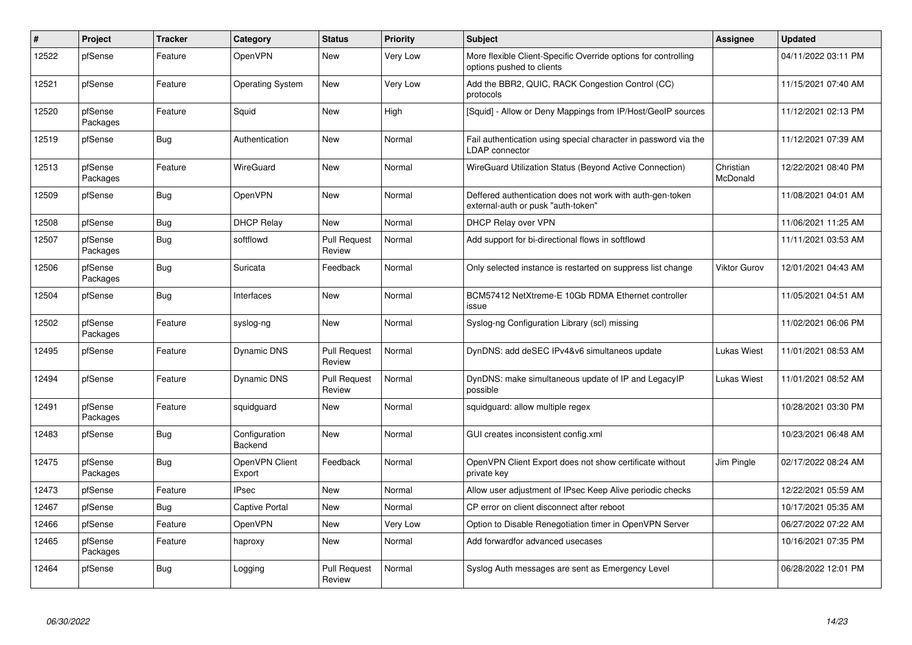| # | Project | Tracker | Category | Status | Priority | Subject | Assignee | Updated |
|---|---|---|---|---|---|---|---|---|
| 12522 | pfSense | Feature | OpenVPN | New | Very Low | More flexible Client-Specific Override options for controlling options pushed to clients | | 04/11/2022 03:11 PM |
| 12521 | pfSense | Feature | Operating System | New | Very Low | Add the BBR2, QUIC, RACK Congestion Control (CC) protocols | | 11/15/2021 07:40 AM |
| 12520 | pfSense Packages | Feature | Squid | New | High | [Squid] - Allow or Deny Mappings from IP/Host/GeoIP sources | | 11/12/2021 02:13 PM |
| 12519 | pfSense | Bug | Authentication | New | Normal | Fail authentication using special character in password via the LDAP connector | | 11/12/2021 07:39 AM |
| 12513 | pfSense Packages | Feature | WireGuard | New | Normal | WireGuard Utilization Status (Beyond Active Connection) | Christian McDonald | 12/22/2021 08:40 PM |
| 12509 | pfSense | Bug | OpenVPN | New | Normal | Deffered authentication does not work with auth-gen-token external-auth or pusk "auth-token" | | 11/08/2021 04:01 AM |
| 12508 | pfSense | Bug | DHCP Relay | New | Normal | DHCP Relay over VPN | | 11/06/2021 11:25 AM |
| 12507 | pfSense Packages | Bug | softflowd | Pull Request Review | Normal | Add support for bi-directional flows in softflowd | | 11/11/2021 03:53 AM |
| 12506 | pfSense Packages | Bug | Suricata | Feedback | Normal | Only selected instance is restarted on suppress list change | Viktor Gurov | 12/01/2021 04:43 AM |
| 12504 | pfSense | Bug | Interfaces | New | Normal | BCM57412 NetXtreme-E 10Gb RDMA Ethernet controller issue | | 11/05/2021 04:51 AM |
| 12502 | pfSense Packages | Feature | syslog-ng | New | Normal | Syslog-ng Configuration Library (scl) missing | | 11/02/2021 06:06 PM |
| 12495 | pfSense | Feature | Dynamic DNS | Pull Request Review | Normal | DynDNS: add deSEC IPv4&v6 simultaneos update | Lukas Wiest | 11/01/2021 08:53 AM |
| 12494 | pfSense | Feature | Dynamic DNS | Pull Request Review | Normal | DynDNS: make simultaneous update of IP and LegacyIP possible | Lukas Wiest | 11/01/2021 08:52 AM |
| 12491 | pfSense Packages | Feature | squidguard | New | Normal | squidguard: allow multiple regex | | 10/28/2021 03:30 PM |
| 12483 | pfSense | Bug | Configuration Backend | New | Normal | GUI creates inconsistent config.xml | | 10/23/2021 06:48 AM |
| 12475 | pfSense Packages | Bug | OpenVPN Client Export | Feedback | Normal | OpenVPN Client Export does not show certificate without private key | Jim Pingle | 02/17/2022 08:24 AM |
| 12473 | pfSense | Feature | IPsec | New | Normal | Allow user adjustment of IPsec Keep Alive periodic checks | | 12/22/2021 05:59 AM |
| 12467 | pfSense | Bug | Captive Portal | New | Normal | CP error on client disconnect after reboot | | 10/17/2021 05:35 AM |
| 12466 | pfSense | Feature | OpenVPN | New | Very Low | Option to Disable Renegotiation timer in OpenVPN Server | | 06/27/2022 07:22 AM |
| 12465 | pfSense Packages | Feature | haproxy | New | Normal | Add forwardfor advanced usecases | | 10/16/2021 07:35 PM |
| 12464 | pfSense | Bug | Logging | Pull Request Review | Normal | Syslog Auth messages are sent as Emergency Level | | 06/28/2022 12:01 PM |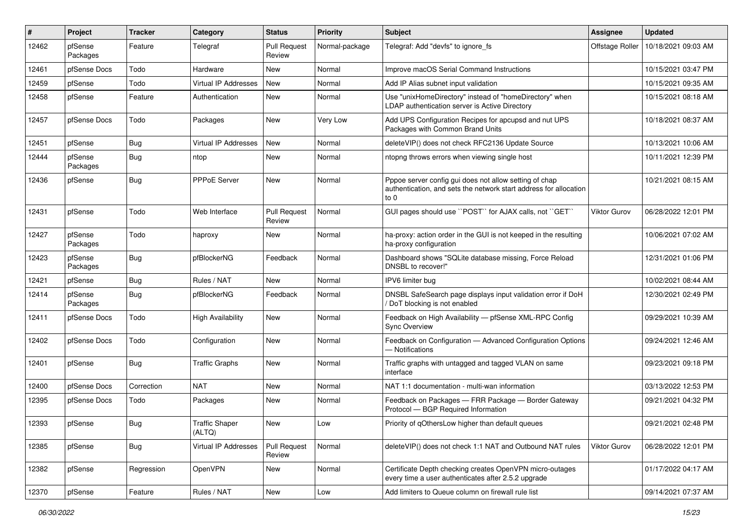| # | Project | Tracker | Category | Status | Priority | Subject | Assignee | Updated |
|---|---|---|---|---|---|---|---|---|
| 12462 | pfSense Packages | Feature | Telegraf | Pull Request Review | Normal-package | Telegraf: Add "devfs" to ignore_fs | Offstage Roller | 10/18/2021 09:03 AM |
| 12461 | pfSense Docs | Todo | Hardware | New | Normal | Improve macOS Serial Command Instructions | | 10/15/2021 03:47 PM |
| 12459 | pfSense | Todo | Virtual IP Addresses | New | Normal | Add IP Alias subnet input validation | | 10/15/2021 09:35 AM |
| 12458 | pfSense | Feature | Authentication | New | Normal | Use "unixHomeDirectory" instead of "homeDirectory" when LDAP authentication server is Active Directory | | 10/15/2021 08:18 AM |
| 12457 | pfSense Docs | Todo | Packages | New | Very Low | Add UPS Configuration Recipes for apcupsd and nut UPS Packages with Common Brand Units | | 10/18/2021 08:37 AM |
| 12451 | pfSense | Bug | Virtual IP Addresses | New | Normal | deleteVIP() does not check RFC2136 Update Source | | 10/13/2021 10:06 AM |
| 12444 | pfSense Packages | Bug | ntop | New | Normal | ntopng throws errors when viewing single host | | 10/11/2021 12:39 PM |
| 12436 | pfSense | Bug | PPPoE Server | New | Normal | Pppoe server config gui does not allow setting of chap authentication, and sets the network start address for allocation to 0 | | 10/21/2021 08:15 AM |
| 12431 | pfSense | Todo | Web Interface | Pull Request Review | Normal | GUI pages should use ``POST`` for AJAX calls, not ``GET`` | Viktor Gurov | 06/28/2022 12:01 PM |
| 12427 | pfSense Packages | Todo | haproxy | New | Normal | ha-proxy: action order in the GUI is not keeped in the resulting ha-proxy configuration | | 10/06/2021 07:02 AM |
| 12423 | pfSense Packages | Bug | pfBlockerNG | Feedback | Normal | Dashboard shows "SQLite database missing, Force Reload DNSBL to recover!" | | 12/31/2021 01:06 PM |
| 12421 | pfSense | Bug | Rules / NAT | New | Normal | IPV6 limiter bug | | 10/02/2021 08:44 AM |
| 12414 | pfSense Packages | Bug | pfBlockerNG | Feedback | Normal | DNSBL SafeSearch page displays input validation error if DoH / DoT blocking is not enabled | | 12/30/2021 02:49 PM |
| 12411 | pfSense Docs | Todo | High Availability | New | Normal | Feedback on High Availability — pfSense XML-RPC Config Sync Overview | | 09/29/2021 10:39 AM |
| 12402 | pfSense Docs | Todo | Configuration | New | Normal | Feedback on Configuration — Advanced Configuration Options — Notifications | | 09/24/2021 12:46 AM |
| 12401 | pfSense | Bug | Traffic Graphs | New | Normal | Traffic graphs with untagged and tagged VLAN on same interface | | 09/23/2021 09:18 PM |
| 12400 | pfSense Docs | Correction | NAT | New | Normal | NAT 1:1 documentation - multi-wan information | | 03/13/2022 12:53 PM |
| 12395 | pfSense Docs | Todo | Packages | New | Normal | Feedback on Packages — FRR Package — Border Gateway Protocol — BGP Required Information | | 09/21/2021 04:32 PM |
| 12393 | pfSense | Bug | Traffic Shaper (ALTQ) | New | Low | Priority of qOthersLow higher than default queues | | 09/21/2021 02:48 PM |
| 12385 | pfSense | Bug | Virtual IP Addresses | Pull Request Review | Normal | deleteVIP() does not check 1:1 NAT and Outbound NAT rules | Viktor Gurov | 06/28/2022 12:01 PM |
| 12382 | pfSense | Regression | OpenVPN | New | Normal | Certificate Depth checking creates OpenVPN micro-outages every time a user authenticates after 2.5.2 upgrade | | 01/17/2022 04:17 AM |
| 12370 | pfSense | Feature | Rules / NAT | New | Low | Add limiters to Queue column on firewall rule list | | 09/14/2021 07:37 AM |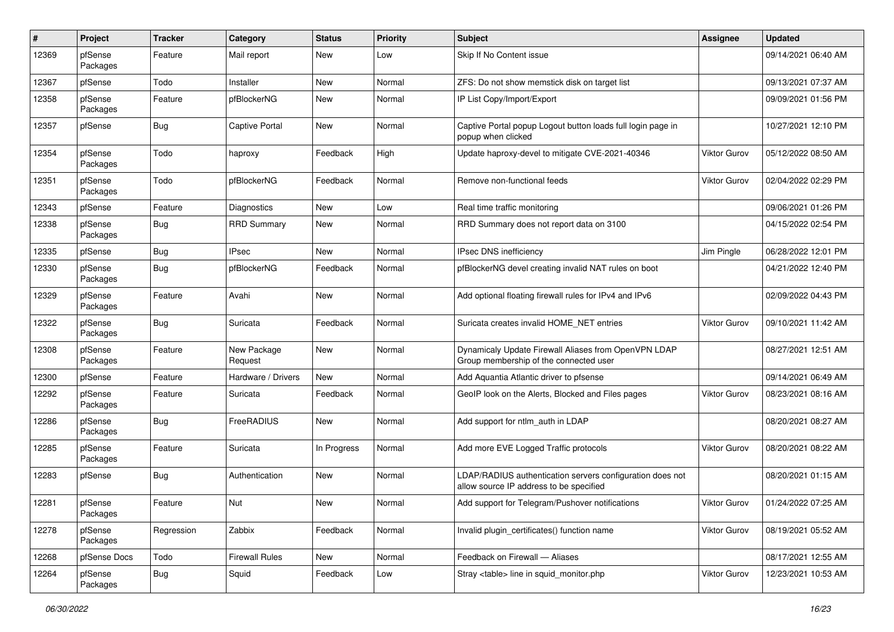| # | Project | Tracker | Category | Status | Priority | Subject | Assignee | Updated |
| --- | --- | --- | --- | --- | --- | --- | --- | --- |
| 12369 | pfSense Packages | Feature | Mail report | New | Low | Skip If No Content issue | | 09/14/2021 06:40 AM |
| 12367 | pfSense | Todo | Installer | New | Normal | ZFS: Do not show memstick disk on target list | | 09/13/2021 07:37 AM |
| 12358 | pfSense Packages | Feature | pfBlockerNG | New | Normal | IP List Copy/Import/Export | | 09/09/2021 01:56 PM |
| 12357 | pfSense | Bug | Captive Portal | New | Normal | Captive Portal popup Logout button loads full login page in popup when clicked | | 10/27/2021 12:10 PM |
| 12354 | pfSense Packages | Todo | haproxy | Feedback | High | Update haproxy-devel to mitigate CVE-2021-40346 | Viktor Gurov | 05/12/2022 08:50 AM |
| 12351 | pfSense Packages | Todo | pfBlockerNG | Feedback | Normal | Remove non-functional feeds | Viktor Gurov | 02/04/2022 02:29 PM |
| 12343 | pfSense | Feature | Diagnostics | New | Low | Real time traffic monitoring | | 09/06/2021 01:26 PM |
| 12338 | pfSense Packages | Bug | RRD Summary | New | Normal | RRD Summary does not report data on 3100 | | 04/15/2022 02:54 PM |
| 12335 | pfSense | Bug | IPsec | New | Normal | IPsec DNS inefficiency | Jim Pingle | 06/28/2022 12:01 PM |
| 12330 | pfSense Packages | Bug | pfBlockerNG | Feedback | Normal | pfBlockerNG devel creating invalid NAT rules on boot | | 04/21/2022 12:40 PM |
| 12329 | pfSense Packages | Feature | Avahi | New | Normal | Add optional floating firewall rules for IPv4 and IPv6 | | 02/09/2022 04:43 PM |
| 12322 | pfSense Packages | Bug | Suricata | Feedback | Normal | Suricata creates invalid HOME_NET entries | Viktor Gurov | 09/10/2021 11:42 AM |
| 12308 | pfSense Packages | Feature | New Package Request | New | Normal | Dynamicaly Update Firewall Aliases from OpenVPN LDAP Group membership of the connected user | | 08/27/2021 12:51 AM |
| 12300 | pfSense | Feature | Hardware / Drivers | New | Normal | Add Aquantia Atlantic driver to pfsense | | 09/14/2021 06:49 AM |
| 12292 | pfSense Packages | Feature | Suricata | Feedback | Normal | GeoIP look on the Alerts, Blocked and Files pages | Viktor Gurov | 08/23/2021 08:16 AM |
| 12286 | pfSense Packages | Bug | FreeRADIUS | New | Normal | Add support for ntlm_auth in LDAP | | 08/20/2021 08:27 AM |
| 12285 | pfSense Packages | Feature | Suricata | In Progress | Normal | Add more EVE Logged Traffic protocols | Viktor Gurov | 08/20/2021 08:22 AM |
| 12283 | pfSense | Bug | Authentication | New | Normal | LDAP/RADIUS authentication servers configuration does not allow source IP address to be specified | | 08/20/2021 01:15 AM |
| 12281 | pfSense Packages | Feature | Nut | New | Normal | Add support for Telegram/Pushover notifications | Viktor Gurov | 01/24/2022 07:25 AM |
| 12278 | pfSense Packages | Regression | Zabbix | Feedback | Normal | Invalid plugin_certificates() function name | Viktor Gurov | 08/19/2021 05:52 AM |
| 12268 | pfSense Docs | Todo | Firewall Rules | New | Normal | Feedback on Firewall — Aliases | | 08/17/2021 12:55 AM |
| 12264 | pfSense Packages | Bug | Squid | Feedback | Low | Stray <table> line in squid_monitor.php | Viktor Gurov | 12/23/2021 10:53 AM |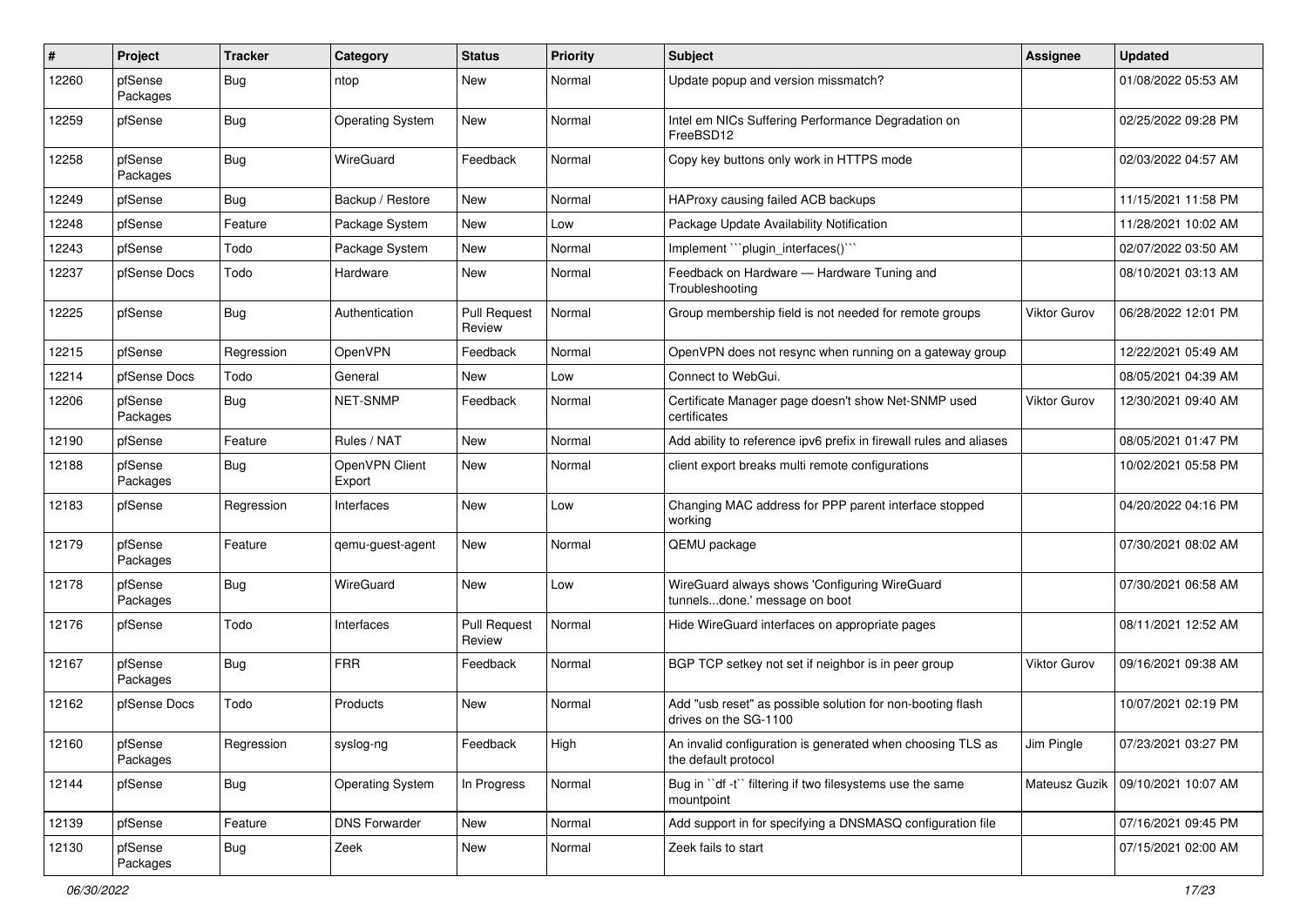| # | Project | Tracker | Category | Status | Priority | Subject | Assignee | Updated |
|---|---|---|---|---|---|---|---|---|
| 12260 | pfSense Packages | Bug | ntop | New | Normal | Update popup and version missmatch? | | 01/08/2022 05:53 AM |
| 12259 | pfSense | Bug | Operating System | New | Normal | Intel em NICs Suffering Performance Degradation on FreeBSD12 | | 02/25/2022 09:28 PM |
| 12258 | pfSense Packages | Bug | WireGuard | Feedback | Normal | Copy key buttons only work in HTTPS mode | | 02/03/2022 04:57 AM |
| 12249 | pfSense | Bug | Backup / Restore | New | Normal | HAProxy causing failed ACB backups | | 11/15/2021 11:58 PM |
| 12248 | pfSense | Feature | Package System | New | Low | Package Update Availability Notification | | 11/28/2021 10:02 AM |
| 12243 | pfSense | Todo | Package System | New | Normal | Implement ```plugin_interfaces()``` | | 02/07/2022 03:50 AM |
| 12237 | pfSense Docs | Todo | Hardware | New | Normal | Feedback on Hardware — Hardware Tuning and Troubleshooting | | 08/10/2021 03:13 AM |
| 12225 | pfSense | Bug | Authentication | Pull Request Review | Normal | Group membership field is not needed for remote groups | Viktor Gurov | 06/28/2022 12:01 PM |
| 12215 | pfSense | Regression | OpenVPN | Feedback | Normal | OpenVPN does not resync when running on a gateway group | | 12/22/2021 05:49 AM |
| 12214 | pfSense Docs | Todo | General | New | Low | Connect to WebGui. | | 08/05/2021 04:39 AM |
| 12206 | pfSense Packages | Bug | NET-SNMP | Feedback | Normal | Certificate Manager page doesn't show Net-SNMP used certificates | Viktor Gurov | 12/30/2021 09:40 AM |
| 12190 | pfSense | Feature | Rules / NAT | New | Normal | Add ability to reference ipv6 prefix in firewall rules and aliases | | 08/05/2021 01:47 PM |
| 12188 | pfSense Packages | Bug | OpenVPN Client Export | New | Normal | client export breaks multi remote configurations | | 10/02/2021 05:58 PM |
| 12183 | pfSense | Regression | Interfaces | New | Low | Changing MAC address for PPP parent interface stopped working | | 04/20/2022 04:16 PM |
| 12179 | pfSense Packages | Feature | qemu-guest-agent | New | Normal | QEMU package | | 07/30/2021 08:02 AM |
| 12178 | pfSense Packages | Bug | WireGuard | New | Low | WireGuard always shows 'Configuring WireGuard tunnels...done.' message on boot | | 07/30/2021 06:58 AM |
| 12176 | pfSense | Todo | Interfaces | Pull Request Review | Normal | Hide WireGuard interfaces on appropriate pages | | 08/11/2021 12:52 AM |
| 12167 | pfSense Packages | Bug | FRR | Feedback | Normal | BGP TCP setkey not set if neighbor is in peer group | Viktor Gurov | 09/16/2021 09:38 AM |
| 12162 | pfSense Docs | Todo | Products | New | Normal | Add "usb reset" as possible solution for non-booting flash drives on the SG-1100 | | 10/07/2021 02:19 PM |
| 12160 | pfSense Packages | Regression | syslog-ng | Feedback | High | An invalid configuration is generated when choosing TLS as the default protocol | Jim Pingle | 07/23/2021 03:27 PM |
| 12144 | pfSense | Bug | Operating System | In Progress | Normal | Bug in ``df -t`` filtering if two filesystems use the same mountpoint | Mateusz Guzik | 09/10/2021 10:07 AM |
| 12139 | pfSense | Feature | DNS Forwarder | New | Normal | Add support in for specifying a DNSMASQ configuration file | | 07/16/2021 09:45 PM |
| 12130 | pfSense Packages | Bug | Zeek | New | Normal | Zeek fails to start | | 07/15/2021 02:00 AM |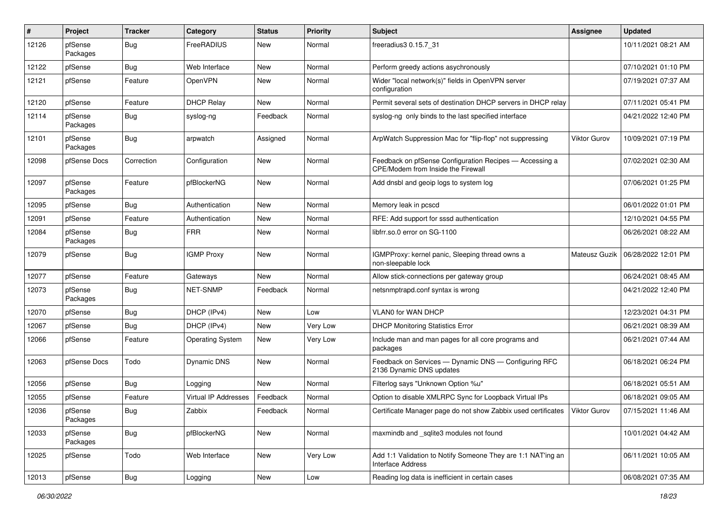| # | Project | Tracker | Category | Status | Priority | Subject | Assignee | Updated |
|---|---|---|---|---|---|---|---|---|
| 12126 | pfSense Packages | Bug | FreeRADIUS | New | Normal | freeradius3 0.15.7_31 | | 10/11/2021 08:21 AM |
| 12122 | pfSense | Bug | Web Interface | New | Normal | Perform greedy actions asychronously | | 07/10/2021 01:10 PM |
| 12121 | pfSense | Feature | OpenVPN | New | Normal | Wider "local network(s)" fields in OpenVPN server configuration | | 07/19/2021 07:37 AM |
| 12120 | pfSense | Feature | DHCP Relay | New | Normal | Permit several sets of destination DHCP servers in DHCP relay | | 07/11/2021 05:41 PM |
| 12114 | pfSense Packages | Bug | syslog-ng | Feedback | Normal | syslog-ng only binds to the last specified interface | | 04/21/2022 12:40 PM |
| 12101 | pfSense Packages | Bug | arpwatch | Assigned | Normal | ArpWatch Suppression Mac for "flip-flop" not suppressing | Viktor Gurov | 10/09/2021 07:19 PM |
| 12098 | pfSense Docs | Correction | Configuration | New | Normal | Feedback on pfSense Configuration Recipes — Accessing a CPE/Modem from Inside the Firewall | | 07/02/2021 02:30 AM |
| 12097 | pfSense Packages | Feature | pfBlockerNG | New | Normal | Add dnsbl and geoip logs to system log | | 07/06/2021 01:25 PM |
| 12095 | pfSense | Bug | Authentication | New | Normal | Memory leak in pcscd | | 06/01/2022 01:01 PM |
| 12091 | pfSense | Feature | Authentication | New | Normal | RFE: Add support for sssd authentication | | 12/10/2021 04:55 PM |
| 12084 | pfSense Packages | Bug | FRR | New | Normal | libfrr.so.0 error on SG-1100 | | 06/26/2021 08:22 AM |
| 12079 | pfSense | Bug | IGMP Proxy | New | Normal | IGMPProxy: kernel panic, Sleeping thread owns a non-sleepable lock | Mateusz Guzik | 06/28/2022 12:01 PM |
| 12077 | pfSense | Feature | Gateways | New | Normal | Allow stick-connections per gateway group | | 06/24/2021 08:45 AM |
| 12073 | pfSense Packages | Bug | NET-SNMP | Feedback | Normal | netsnmptrapd.conf syntax is wrong | | 04/21/2022 12:40 PM |
| 12070 | pfSense | Bug | DHCP (IPv4) | New | Low | VLAN0 for WAN DHCP | | 12/23/2021 04:31 PM |
| 12067 | pfSense | Bug | DHCP (IPv4) | New | Very Low | DHCP Monitoring Statistics Error | | 06/21/2021 08:39 AM |
| 12066 | pfSense | Feature | Operating System | New | Very Low | Include man and man pages for all core programs and packages | | 06/21/2021 07:44 AM |
| 12063 | pfSense Docs | Todo | Dynamic DNS | New | Normal | Feedback on Services — Dynamic DNS — Configuring RFC 2136 Dynamic DNS updates | | 06/18/2021 06:24 PM |
| 12056 | pfSense | Bug | Logging | New | Normal | Filterlog says "Unknown Option %u" | | 06/18/2021 05:51 AM |
| 12055 | pfSense | Feature | Virtual IP Addresses | Feedback | Normal | Option to disable XMLRPC Sync for Loopback Virtual IPs | | 06/18/2021 09:05 AM |
| 12036 | pfSense Packages | Bug | Zabbix | Feedback | Normal | Certificate Manager page do not show Zabbix used certificates | Viktor Gurov | 07/15/2021 11:46 AM |
| 12033 | pfSense Packages | Bug | pfBlockerNG | New | Normal | maxmindb and _sqlite3 modules not found | | 10/01/2021 04:42 AM |
| 12025 | pfSense | Todo | Web Interface | New | Very Low | Add 1:1 Validation to Notify Someone They are 1:1 NAT'ing an Interface Address | | 06/11/2021 10:05 AM |
| 12013 | pfSense | Bug | Logging | New | Low | Reading log data is inefficient in certain cases | | 06/08/2021 07:35 AM |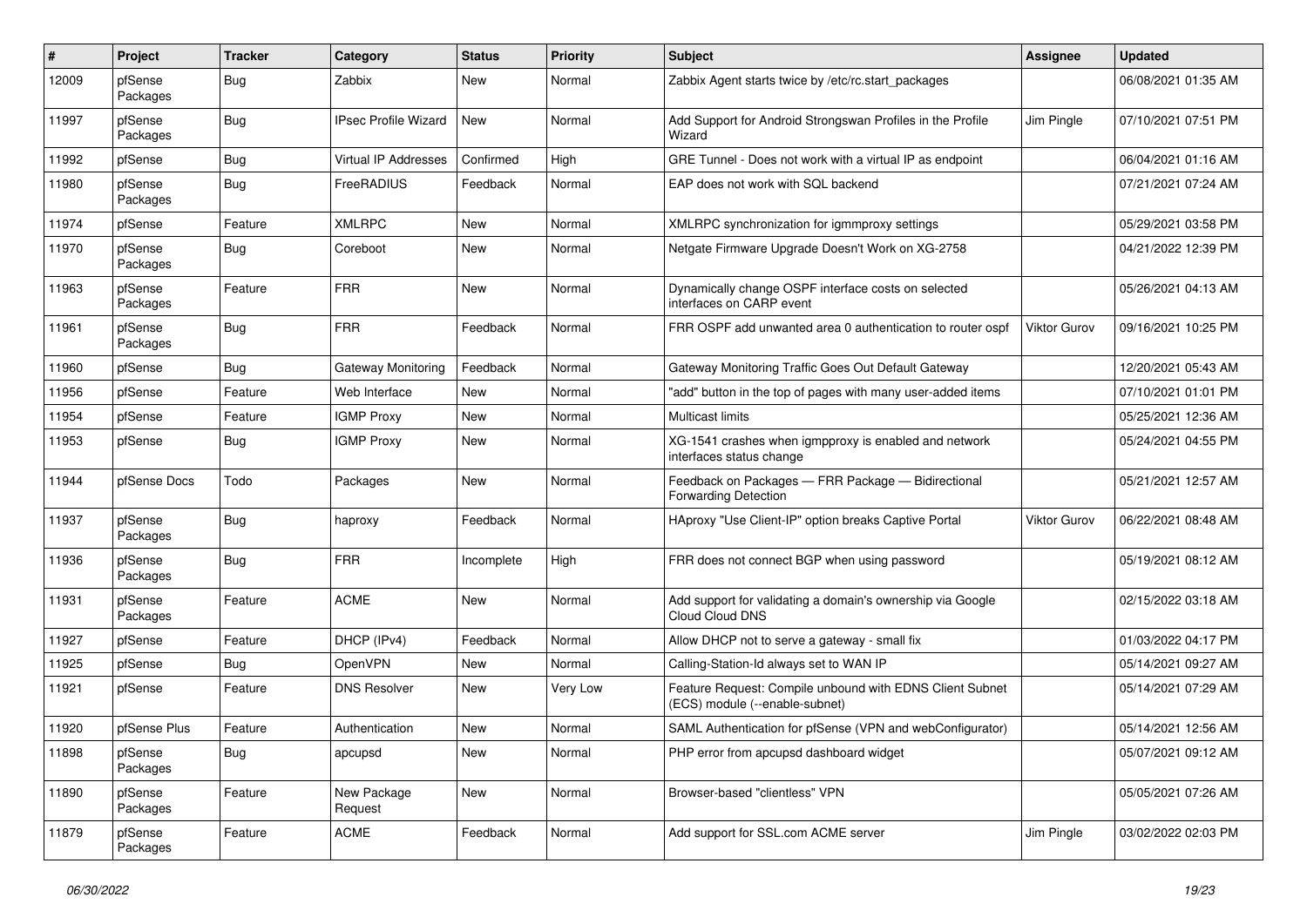| # | Project | Tracker | Category | Status | Priority | Subject | Assignee | Updated |
|---|---|---|---|---|---|---|---|---|
| 12009 | pfSense Packages | Bug | Zabbix | New | Normal | Zabbix Agent starts twice by /etc/rc.start_packages | | 06/08/2021 01:35 AM |
| 11997 | pfSense Packages | Bug | IPsec Profile Wizard | New | Normal | Add Support for Android Strongswan Profiles in the Profile Wizard | Jim Pingle | 07/10/2021 07:51 PM |
| 11992 | pfSense | Bug | Virtual IP Addresses | Confirmed | High | GRE Tunnel - Does not work with a virtual IP as endpoint | | 06/04/2021 01:16 AM |
| 11980 | pfSense Packages | Bug | FreeRADIUS | Feedback | Normal | EAP does not work with SQL backend | | 07/21/2021 07:24 AM |
| 11974 | pfSense | Feature | XMLRPC | New | Normal | XMLRPC synchronization for igmmproxy settings | | 05/29/2021 03:58 PM |
| 11970 | pfSense Packages | Bug | Coreboot | New | Normal | Netgate Firmware Upgrade Doesn't Work on XG-2758 | | 04/21/2022 12:39 PM |
| 11963 | pfSense Packages | Feature | FRR | New | Normal | Dynamically change OSPF interface costs on selected interfaces on CARP event | | 05/26/2021 04:13 AM |
| 11961 | pfSense Packages | Bug | FRR | Feedback | Normal | FRR OSPF add unwanted area 0 authentication to router ospf | Viktor Gurov | 09/16/2021 10:25 PM |
| 11960 | pfSense | Bug | Gateway Monitoring | Feedback | Normal | Gateway Monitoring Traffic Goes Out Default Gateway | | 12/20/2021 05:43 AM |
| 11956 | pfSense | Feature | Web Interface | New | Normal | "add" button in the top of pages with many user-added items | | 07/10/2021 01:01 PM |
| 11954 | pfSense | Feature | IGMP Proxy | New | Normal | Multicast limits | | 05/25/2021 12:36 AM |
| 11953 | pfSense | Bug | IGMP Proxy | New | Normal | XG-1541 crashes when igmpproxy is enabled and network interfaces status change | | 05/24/2021 04:55 PM |
| 11944 | pfSense Docs | Todo | Packages | New | Normal | Feedback on Packages — FRR Package — Bidirectional Forwarding Detection | | 05/21/2021 12:57 AM |
| 11937 | pfSense Packages | Bug | haproxy | Feedback | Normal | HAproxy "Use Client-IP" option breaks Captive Portal | Viktor Gurov | 06/22/2021 08:48 AM |
| 11936 | pfSense Packages | Bug | FRR | Incomplete | High | FRR does not connect BGP when using password | | 05/19/2021 08:12 AM |
| 11931 | pfSense Packages | Feature | ACME | New | Normal | Add support for validating a domain's ownership via Google Cloud Cloud DNS | | 02/15/2022 03:18 AM |
| 11927 | pfSense | Feature | DHCP (IPv4) | Feedback | Normal | Allow DHCP not to serve a gateway - small fix | | 01/03/2022 04:17 PM |
| 11925 | pfSense | Bug | OpenVPN | New | Normal | Calling-Station-Id always set to WAN IP | | 05/14/2021 09:27 AM |
| 11921 | pfSense | Feature | DNS Resolver | New | Very Low | Feature Request: Compile unbound with EDNS Client Subnet (ECS) module (--enable-subnet) | | 05/14/2021 07:29 AM |
| 11920 | pfSense Plus | Feature | Authentication | New | Normal | SAML Authentication for pfSense (VPN and webConfigurator) | | 05/14/2021 12:56 AM |
| 11898 | pfSense Packages | Bug | apcupsd | New | Normal | PHP error from apcupsd dashboard widget | | 05/07/2021 09:12 AM |
| 11890 | pfSense Packages | Feature | New Package Request | New | Normal | Browser-based "clientless" VPN | | 05/05/2021 07:26 AM |
| 11879 | pfSense Packages | Feature | ACME | Feedback | Normal | Add support for SSL.com ACME server | Jim Pingle | 03/02/2022 02:03 PM |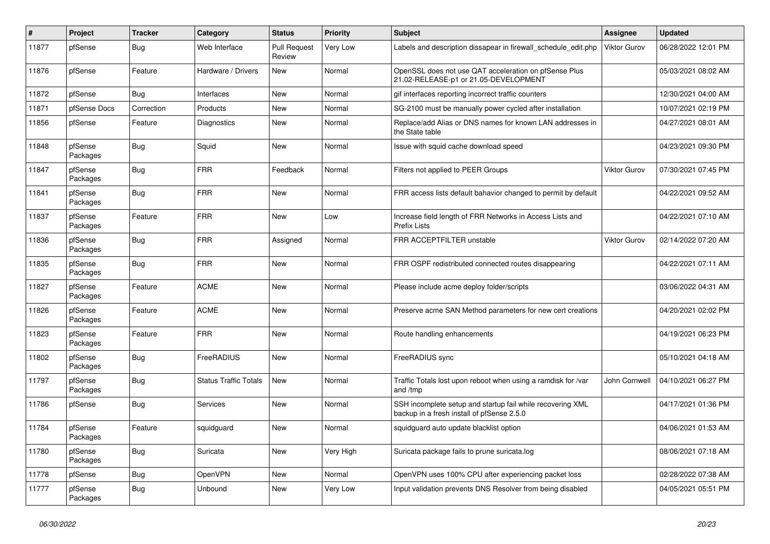| # | Project | Tracker | Category | Status | Priority | Subject | Assignee | Updated |
|---|---|---|---|---|---|---|---|---|
| 11877 | pfSense | Bug | Web Interface | Pull Request Review | Very Low | Labels and description dissapear in firewall_schedule_edit.php | Viktor Gurov | 06/28/2022 12:01 PM |
| 11876 | pfSense | Feature | Hardware / Drivers | New | Normal | OpenSSL does not use QAT acceleration on pfSense Plus 21.02-RELEASE-p1 or 21.05-DEVELOPMENT | | 05/03/2021 08:02 AM |
| 11872 | pfSense | Bug | Interfaces | New | Normal | gif interfaces reporting incorrect traffic counters | | 12/30/2021 04:00 AM |
| 11871 | pfSense Docs | Correction | Products | New | Normal | SG-2100 must be manually power cycled after installation | | 10/07/2021 02:19 PM |
| 11856 | pfSense | Feature | Diagnostics | New | Normal | Replace/add Alias or DNS names for known LAN addresses in the State table | | 04/27/2021 08:01 AM |
| 11848 | pfSense Packages | Bug | Squid | New | Normal | Issue with squid cache download speed | | 04/23/2021 09:30 PM |
| 11847 | pfSense Packages | Bug | FRR | Feedback | Normal | Filters not applied to PEER Groups | Viktor Gurov | 07/30/2021 07:45 PM |
| 11841 | pfSense Packages | Bug | FRR | New | Normal | FRR access lists default bahavior changed to permit by default | | 04/22/2021 09:52 AM |
| 11837 | pfSense Packages | Feature | FRR | New | Low | Increase field length of FRR Networks in Access Lists and Prefix Lists | | 04/22/2021 07:10 AM |
| 11836 | pfSense Packages | Bug | FRR | Assigned | Normal | FRR ACCEPTFILTER unstable | Viktor Gurov | 02/14/2022 07:20 AM |
| 11835 | pfSense Packages | Bug | FRR | New | Normal | FRR OSPF redistributed connected routes disappearing | | 04/22/2021 07:11 AM |
| 11827 | pfSense Packages | Feature | ACME | New | Normal | Please include acme deploy folder/scripts | | 03/06/2022 04:31 AM |
| 11826 | pfSense Packages | Feature | ACME | New | Normal | Preserve acme SAN Method parameters for new cert creations | | 04/20/2021 02:02 PM |
| 11823 | pfSense Packages | Feature | FRR | New | Normal | Route handling enhancements | | 04/19/2021 06:23 PM |
| 11802 | pfSense Packages | Bug | FreeRADIUS | New | Normal | FreeRADIUS sync | | 05/10/2021 04:18 AM |
| 11797 | pfSense Packages | Bug | Status Traffic Totals | New | Normal | Traffic Totals lost upon reboot when using a ramdisk for /var and /tmp | John Cornwell | 04/10/2021 06:27 PM |
| 11786 | pfSense | Bug | Services | New | Normal | SSH incomplete setup and startup fail while recovering XML backup in a fresh install of pfSense 2.5.0 | | 04/17/2021 01:36 PM |
| 11784 | pfSense Packages | Feature | squidguard | New | Normal | squidguard auto update blacklist option | | 04/06/2021 01:53 AM |
| 11780 | pfSense Packages | Bug | Suricata | New | Very High | Suricata package fails to prune suricata.log | | 08/06/2021 07:18 AM |
| 11778 | pfSense | Bug | OpenVPN | New | Normal | OpenVPN uses 100% CPU after experiencing packet loss | | 02/28/2022 07:38 AM |
| 11777 | pfSense Packages | Bug | Unbound | New | Very Low | Input validation prevents DNS Resolver from being disabled | | 04/05/2021 05:51 PM |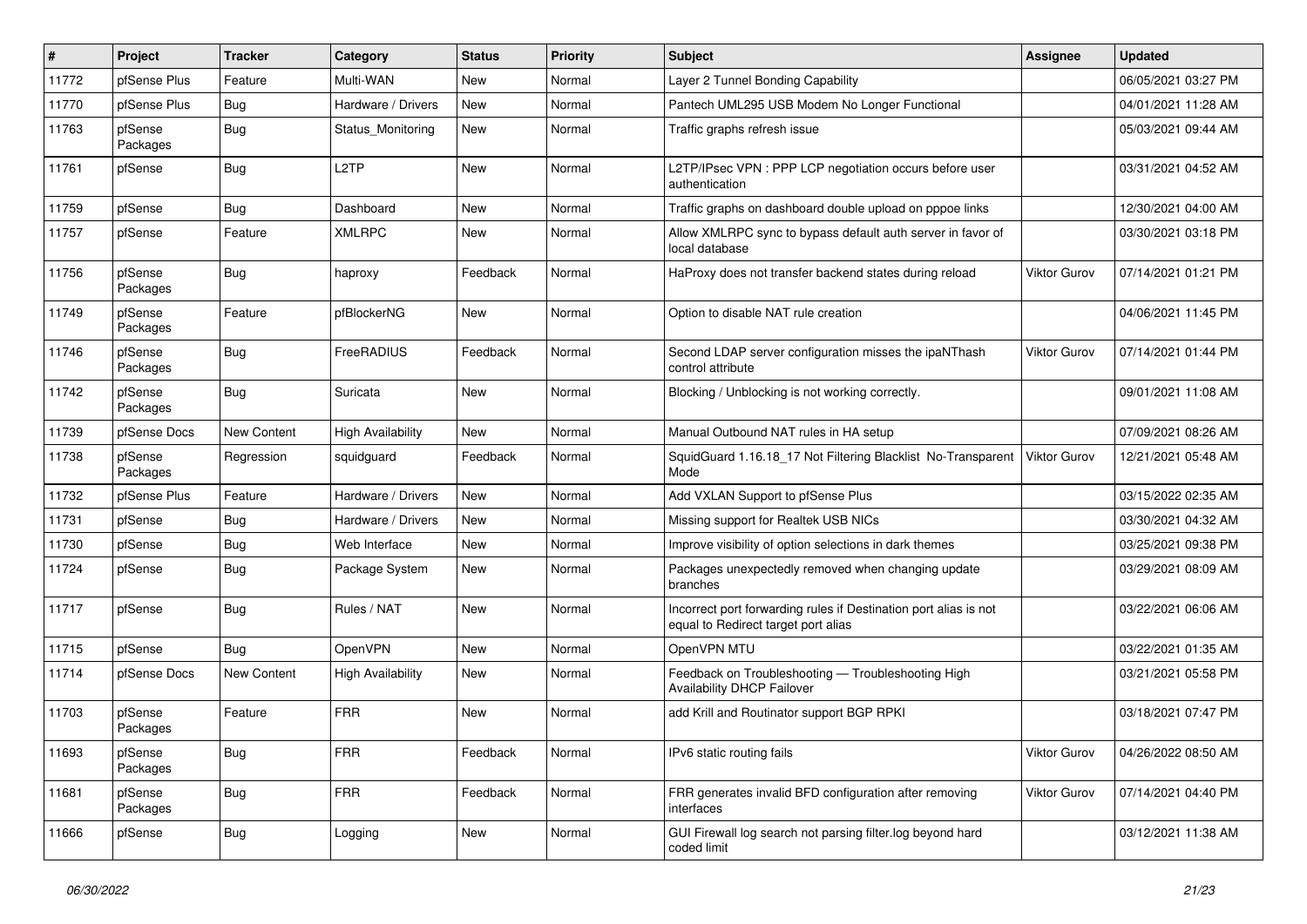| # | Project | Tracker | Category | Status | Priority | Subject | Assignee | Updated |
|---|---|---|---|---|---|---|---|---|
| 11772 | pfSense Plus | Feature | Multi-WAN | New | Normal | Layer 2 Tunnel Bonding Capability | | 06/05/2021 03:27 PM |
| 11770 | pfSense Plus | Bug | Hardware / Drivers | New | Normal | Pantech UML295 USB Modem No Longer Functional | | 04/01/2021 11:28 AM |
| 11763 | pfSense Packages | Bug | Status_Monitoring | New | Normal | Traffic graphs refresh issue | | 05/03/2021 09:44 AM |
| 11761 | pfSense | Bug | L2TP | New | Normal | L2TP/IPsec VPN : PPP LCP negotiation occurs before user authentication | | 03/31/2021 04:52 AM |
| 11759 | pfSense | Bug | Dashboard | New | Normal | Traffic graphs on dashboard double upload on pppoe links | | 12/30/2021 04:00 AM |
| 11757 | pfSense | Feature | XMLRPC | New | Normal | Allow XMLRPC sync to bypass default auth server in favor of local database | | 03/30/2021 03:18 PM |
| 11756 | pfSense Packages | Bug | haproxy | Feedback | Normal | HaProxy does not transfer backend states during reload | Viktor Gurov | 07/14/2021 01:21 PM |
| 11749 | pfSense Packages | Feature | pfBlockerNG | New | Normal | Option to disable NAT rule creation | | 04/06/2021 11:45 PM |
| 11746 | pfSense Packages | Bug | FreeRADIUS | Feedback | Normal | Second LDAP server configuration misses the ipaNThash control attribute | Viktor Gurov | 07/14/2021 01:44 PM |
| 11742 | pfSense Packages | Bug | Suricata | New | Normal | Blocking / Unblocking is not working correctly. | | 09/01/2021 11:08 AM |
| 11739 | pfSense Docs | New Content | High Availability | New | Normal | Manual Outbound NAT rules in HA setup | | 07/09/2021 08:26 AM |
| 11738 | pfSense Packages | Regression | squidguard | Feedback | Normal | SquidGuard 1.16.18_17 Not Filtering Blacklist No-Transparent Mode | Viktor Gurov | 12/21/2021 05:48 AM |
| 11732 | pfSense Plus | Feature | Hardware / Drivers | New | Normal | Add VXLAN Support to pfSense Plus | | 03/15/2022 02:35 AM |
| 11731 | pfSense | Bug | Hardware / Drivers | New | Normal | Missing support for Realtek USB NICs | | 03/30/2021 04:32 AM |
| 11730 | pfSense | Bug | Web Interface | New | Normal | Improve visibility of option selections in dark themes | | 03/25/2021 09:38 PM |
| 11724 | pfSense | Bug | Package System | New | Normal | Packages unexpectedly removed when changing update branches | | 03/29/2021 08:09 AM |
| 11717 | pfSense | Bug | Rules / NAT | New | Normal | Incorrect port forwarding rules if Destination port alias is not equal to Redirect target port alias | | 03/22/2021 06:06 AM |
| 11715 | pfSense | Bug | OpenVPN | New | Normal | OpenVPN MTU | | 03/22/2021 01:35 AM |
| 11714 | pfSense Docs | New Content | High Availability | New | Normal | Feedback on Troubleshooting — Troubleshooting High Availability DHCP Failover | | 03/21/2021 05:58 PM |
| 11703 | pfSense Packages | Feature | FRR | New | Normal | add Krill and Routinator support BGP RPKI | | 03/18/2021 07:47 PM |
| 11693 | pfSense Packages | Bug | FRR | Feedback | Normal | IPv6 static routing fails | Viktor Gurov | 04/26/2022 08:50 AM |
| 11681 | pfSense Packages | Bug | FRR | Feedback | Normal | FRR generates invalid BFD configuration after removing interfaces | Viktor Gurov | 07/14/2021 04:40 PM |
| 11666 | pfSense | Bug | Logging | New | Normal | GUI Firewall log search not parsing filter.log beyond hard coded limit | | 03/12/2021 11:38 AM |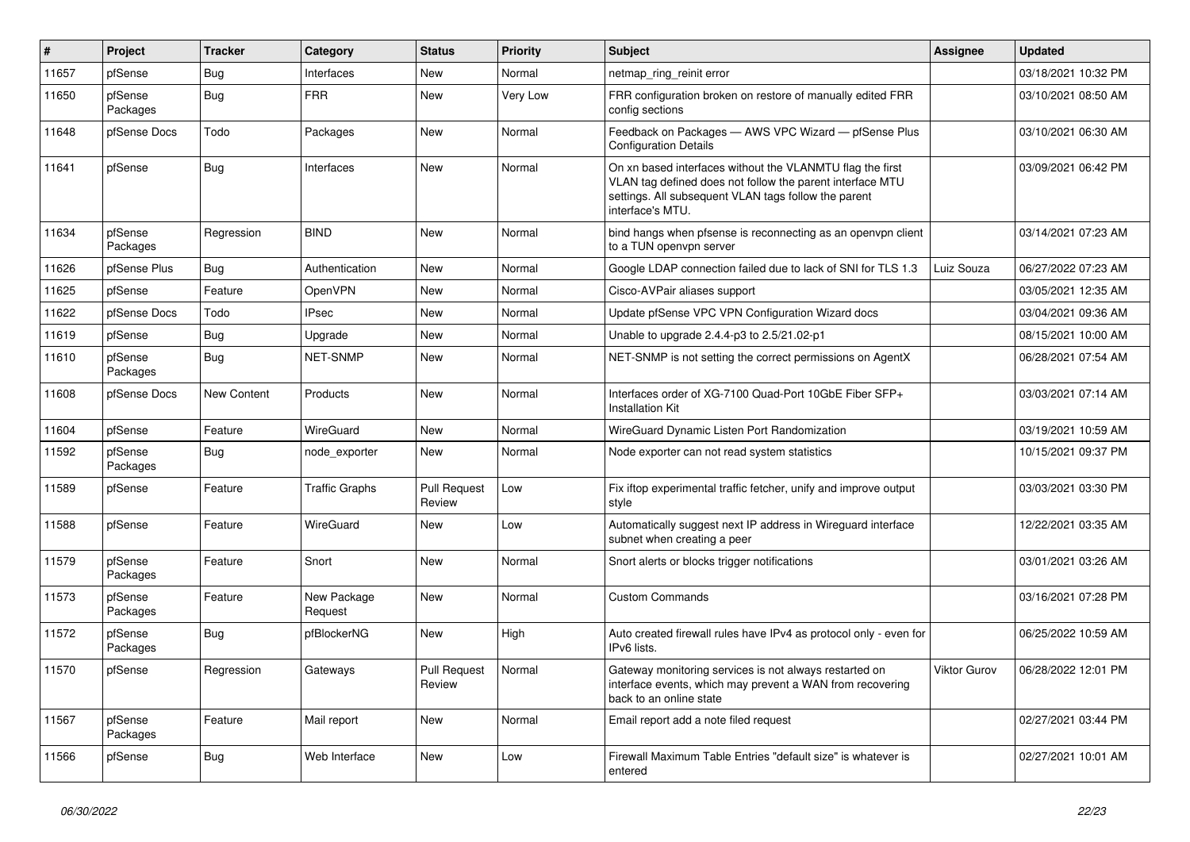| # | Project | Tracker | Category | Status | Priority | Subject | Assignee | Updated |
| --- | --- | --- | --- | --- | --- | --- | --- | --- |
| 11657 | pfSense | Bug | Interfaces | New | Normal | netmap_ring_reinit error | | 03/18/2021 10:32 PM |
| 11650 | pfSense Packages | Bug | FRR | New | Very Low | FRR configuration broken on restore of manually edited FRR config sections | | 03/10/2021 08:50 AM |
| 11648 | pfSense Docs | Todo | Packages | New | Normal | Feedback on Packages — AWS VPC Wizard — pfSense Plus Configuration Details | | 03/10/2021 06:30 AM |
| 11641 | pfSense | Bug | Interfaces | New | Normal | On xn based interfaces without the VLANMTU flag the first VLAN tag defined does not follow the parent interface MTU settings. All subsequent VLAN tags follow the parent interface's MTU. | | 03/09/2021 06:42 PM |
| 11634 | pfSense Packages | Regression | BIND | New | Normal | bind hangs when pfsense is reconnecting as an openvpn client to a TUN openvpn server | | 03/14/2021 07:23 AM |
| 11626 | pfSense Plus | Bug | Authentication | New | Normal | Google LDAP connection failed due to lack of SNI for TLS 1.3 | Luiz Souza | 06/27/2022 07:23 AM |
| 11625 | pfSense | Feature | OpenVPN | New | Normal | Cisco-AVPair aliases support | | 03/05/2021 12:35 AM |
| 11622 | pfSense Docs | Todo | IPsec | New | Normal | Update pfSense VPC VPN Configuration Wizard docs | | 03/04/2021 09:36 AM |
| 11619 | pfSense | Bug | Upgrade | New | Normal | Unable to upgrade 2.4.4-p3 to 2.5/21.02-p1 | | 08/15/2021 10:00 AM |
| 11610 | pfSense Packages | Bug | NET-SNMP | New | Normal | NET-SNMP is not setting the correct permissions on AgentX | | 06/28/2021 07:54 AM |
| 11608 | pfSense Docs | New Content | Products | New | Normal | Interfaces order of XG-7100 Quad-Port 10GbE Fiber SFP+ Installation Kit | | 03/03/2021 07:14 AM |
| 11604 | pfSense | Feature | WireGuard | New | Normal | WireGuard Dynamic Listen Port Randomization | | 03/19/2021 10:59 AM |
| 11592 | pfSense Packages | Bug | node_exporter | New | Normal | Node exporter can not read system statistics | | 10/15/2021 09:37 PM |
| 11589 | pfSense | Feature | Traffic Graphs | Pull Request Review | Low | Fix iftop experimental traffic fetcher, unify and improve output style | | 03/03/2021 03:30 PM |
| 11588 | pfSense | Feature | WireGuard | New | Low | Automatically suggest next IP address in Wireguard interface subnet when creating a peer | | 12/22/2021 03:35 AM |
| 11579 | pfSense Packages | Feature | Snort | New | Normal | Snort alerts or blocks trigger notifications | | 03/01/2021 03:26 AM |
| 11573 | pfSense Packages | Feature | New Package Request | New | Normal | Custom Commands | | 03/16/2021 07:28 PM |
| 11572 | pfSense Packages | Bug | pfBlockerNG | New | High | Auto created firewall rules have IPv4 as protocol only - even for IPv6 lists. | | 06/25/2022 10:59 AM |
| 11570 | pfSense | Regression | Gateways | Pull Request Review | Normal | Gateway monitoring services is not always restarted on interface events, which may prevent a WAN from recovering back to an online state | Viktor Gurov | 06/28/2022 12:01 PM |
| 11567 | pfSense Packages | Feature | Mail report | New | Normal | Email report add a note filed request | | 02/27/2021 03:44 PM |
| 11566 | pfSense | Bug | Web Interface | New | Low | Firewall Maximum Table Entries "default size" is whatever is entered | | 02/27/2021 10:01 AM |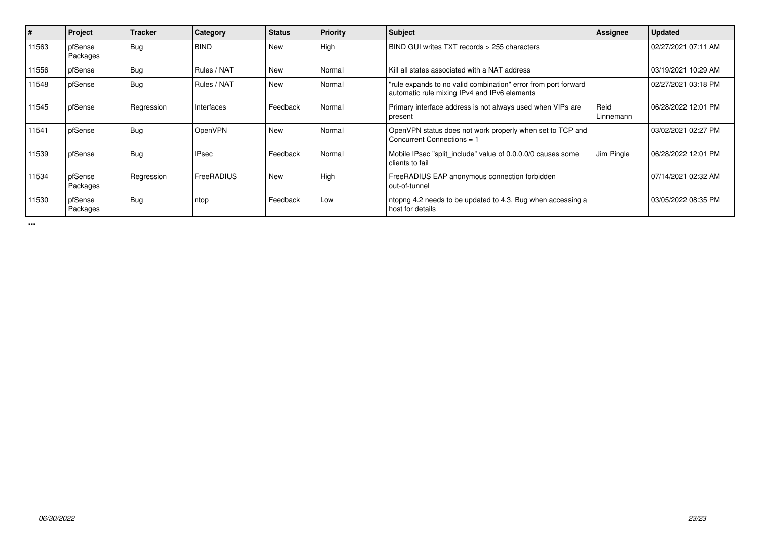| # | Project | Tracker | Category | Status | Priority | Subject | Assignee | Updated |
|---|---|---|---|---|---|---|---|---|
| 11563 | pfSense Packages | Bug | BIND | New | High | BIND GUI writes TXT records > 255 characters | | 02/27/2021 07:11 AM |
| 11556 | pfSense | Bug | Rules / NAT | New | Normal | Kill all states associated with a NAT address | | 03/19/2021 10:29 AM |
| 11548 | pfSense | Bug | Rules / NAT | New | Normal | "rule expands to no valid combination" error from port forward automatic rule mixing IPv4 and IPv6 elements | | 02/27/2021 03:18 PM |
| 11545 | pfSense | Regression | Interfaces | Feedback | Normal | Primary interface address is not always used when VIPs are present | Reid Linnemann | 06/28/2022 12:01 PM |
| 11541 | pfSense | Bug | OpenVPN | New | Normal | OpenVPN status does not work properly when set to TCP and Concurrent Connections = 1 | | 03/02/2021 02:27 PM |
| 11539 | pfSense | Bug | IPsec | Feedback | Normal | Mobile IPsec "split_include" value of 0.0.0.0/0 causes some clients to fail | Jim Pingle | 06/28/2022 12:01 PM |
| 11534 | pfSense Packages | Regression | FreeRADIUS | New | High | FreeRADIUS EAP anonymous connection forbidden out-of-tunnel | | 07/14/2021 02:32 AM |
| 11530 | pfSense Packages | Bug | ntop | Feedback | Low | ntopng 4.2 needs to be updated to 4.3, Bug when accessing a host for details | | 03/05/2022 08:35 PM |

...